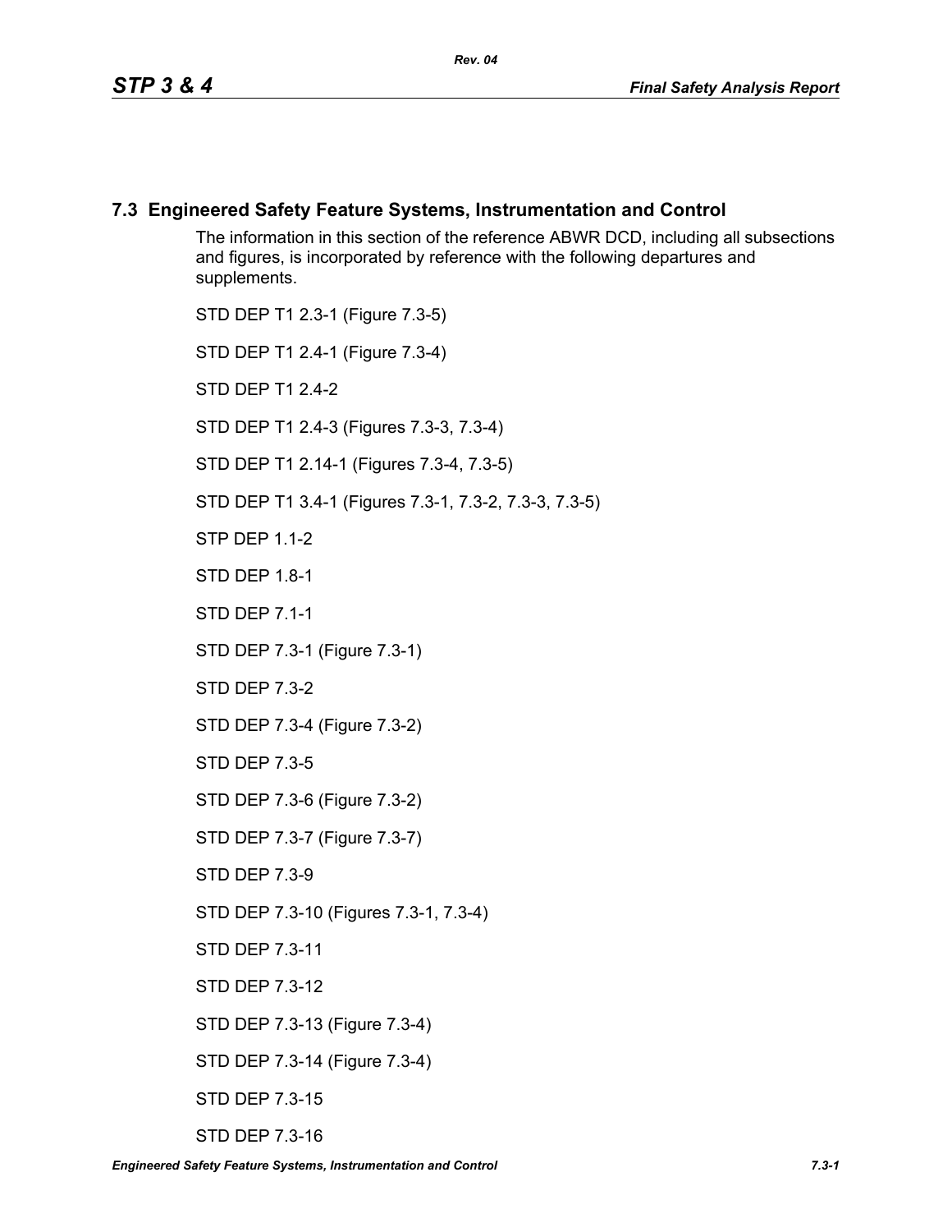## 7.3 Engineered Safety Feature Systems, Instrumentation and Control

The information in this section of the reference ABWR DCD, including all subsections and figures, is incorporated by reference with the following departures and supplements.

STD DEP T1 2.3-1 (Figure 7.3-5)

STD DEP T1 2.4-1 (Figure 7.3-4)

STD DEP T1 2.4-2

STD DEP T1 2.4-3 (Figures 7.3-3, 7.3-4)

STD DEP T1 2.14-1 (Figures 7.3-4, 7.3-5)

STD DEP T1 3.4-1 (Figures 7.3-1, 7.3-2, 7.3-3, 7.3-5)

STP DEP 1.1-2

STD DEP 1.8-1

STD DEP 7.1-1

STD DEP 7.3-1 (Figure 7.3-1)

STD DEP 7.3-2

STD DEP 7.3-4 (Figure 7.3-2)

STD DEP 7.3-5

STD DEP 7.3-6 (Figure 7.3-2)

STD DEP 7.3-7 (Figure 7.3-7)

STD DEP 7.3-9

STD DEP 7.3-10 (Figures 7.3-1, 7.3-4)

STD DEP 7.3-11

STD DEP 7.3-12

STD DEP 7.3-13 (Figure 7.3-4)

STD DEP 7.3-14 (Figure 7.3-4)

STD DEP 7.3-15

STD DEP 7.3-16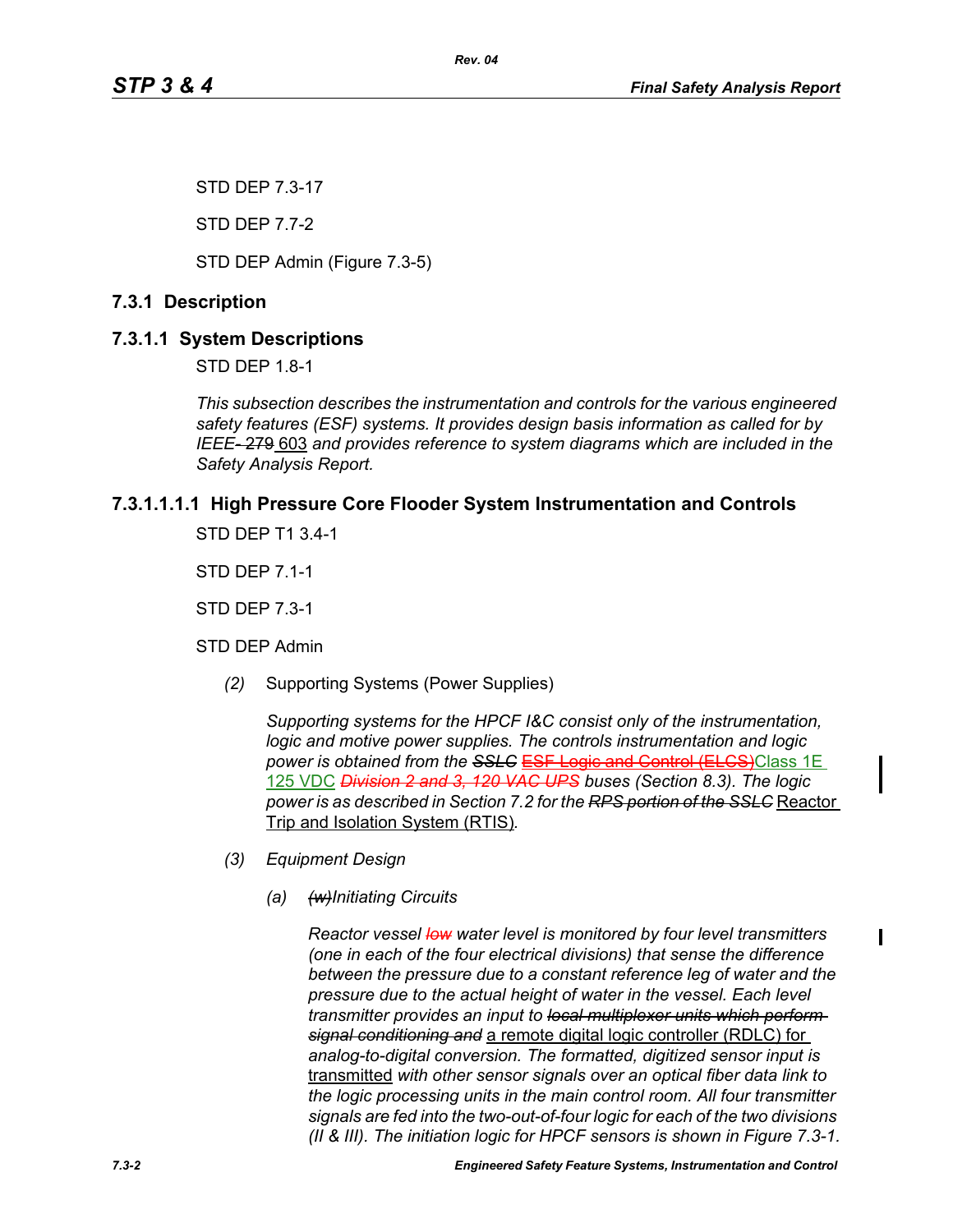STD DEP 7.3-17

STD DEP 7.7-2

STD DEP Admin (Figure 7.3-5)

## 7.3.1 Description

### 7.3.1.1 System Descriptions

STD DEP 1.8-1

*This subsection describes the instrumentation and controls for the various engineered safety features (ESF) systems. It provides design basis information as called for by IEEE-* ~~279~~ 603 *and provides reference to system diagrams which are included in the Safety Analysis Report.*

#### 7.3.1.1.1.1 High Pressure Core Flooder System Instrumentation and Controls

STD DEP T1 3.4-1

STD DEP 7.1-1

STD DEP 7.3-1

STD DEP Admin

*(2)* Supporting Systems (Power Supplies)

*Supporting systems for the HPCF I&C consist only of the instrumentation, logic and motive power supplies. The controls instrumentation and logic power is obtained from the* ~~*SSLC*~~ ~~ESF Logic and Control (ELCS)~~Class 1E 125 VDC ~~*Division 2 and 3, 120 VAC UPS*~~ *buses (Section 8.3). The logic power is as described in Section 7.2 for the* ~~*RPS portion of the SSLC*~~ Reactor Trip and Isolation System (RTIS)*.*

*(3)* *Equipment Design*

*(a)* ~~*(w)*~~*Initiating Circuits*

*Reactor vessel* ~~*low*~~ *water level is monitored by four level transmitters (one in each of the four electrical divisions) that sense the difference between the pressure due to a constant reference leg of water and the pressure due to the actual height of water in the vessel. Each level transmitter provides an input to* ~~*local multiplexer units which perform signal conditioning and*~~ a remote digital logic controller (RDLC) for *analog-to-digital conversion. The formatted, digitized sensor input is* transmitted *with other sensor signals over an optical fiber data link to the logic processing units in the main control room. All four transmitter signals are fed into the two-out-of-four logic for each of the two divisions (II & III). The initiation logic for HPCF sensors is shown in Figure 7.3-1.*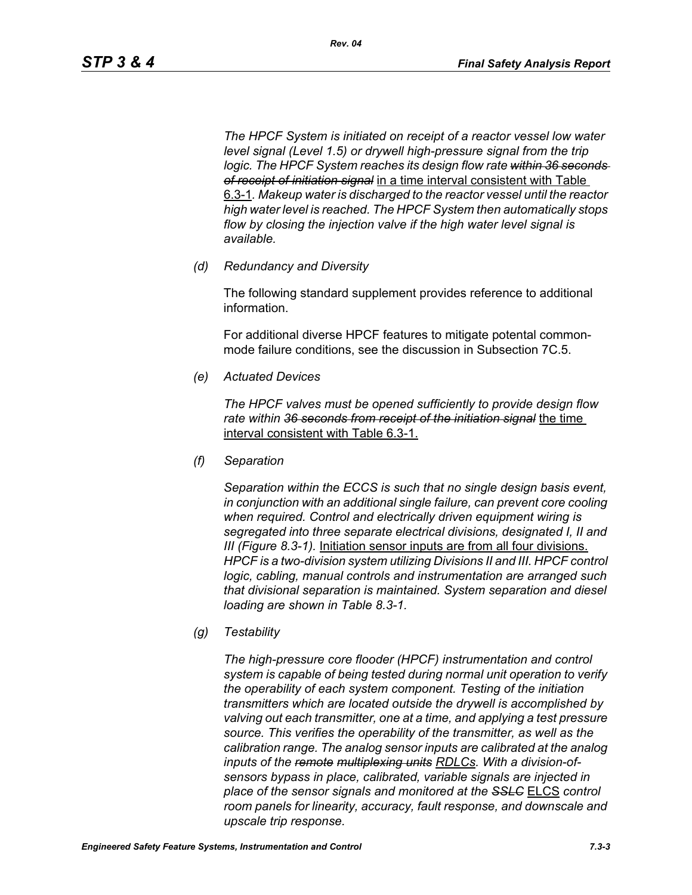*The HPCF System is initiated on receipt of a reactor vessel low water level signal (Level 1.5) or drywell high-pressure signal from the trip logic. The HPCF System reaches its design flow rate ~~within 36 seconds of receipt of initiation signal~~* in a time interval consistent with Table 6.3-1. *Makeup water is discharged to the reactor vessel until the reactor high water level is reached. The HPCF System then automatically stops flow by closing the injection valve if the high water level signal is available.*

*(d) Redundancy and Diversity*

The following standard supplement provides reference to additional information.

For additional diverse HPCF features to mitigate potential common-mode failure conditions, see the discussion in Subsection 7C.5.

*(e) Actuated Devices*

*The HPCF valves must be opened sufficiently to provide design flow rate within ~~36 seconds from receipt of the initiation signal~~* the time interval consistent with Table 6.3-1.

*(f) Separation*

*Separation within the ECCS is such that no single design basis event, in conjunction with an additional single failure, can prevent core cooling when required. Control and electrically driven equipment wiring is segregated into three separate electrical divisions, designated I, II and III (Figure 8.3-1).* Initiation sensor inputs are from all four divisions. *HPCF is a two-division system utilizing Divisions II and III. HPCF control logic, cabling, manual controls and instrumentation are arranged such that divisional separation is maintained. System separation and diesel loading are shown in Table 8.3-1.*

*(g) Testability*

*The high-pressure core flooder (HPCF) instrumentation and control system is capable of being tested during normal unit operation to verify the operability of each system component. Testing of the initiation transmitters which are located outside the drywell is accomplished by valving out each transmitter, one at a time, and applying a test pressure source. This verifies the operability of the transmitter, as well as the calibration range. The analog sensor inputs are calibrated at the analog inputs of the ~~remote multiplexing units~~ RDLCs. With a division-of-sensors bypass in place, calibrated, variable signals are injected in place of the sensor signals and monitored at the ~~SSLC~~* ELCS *control room panels for linearity, accuracy, fault response, and downscale and upscale trip response.*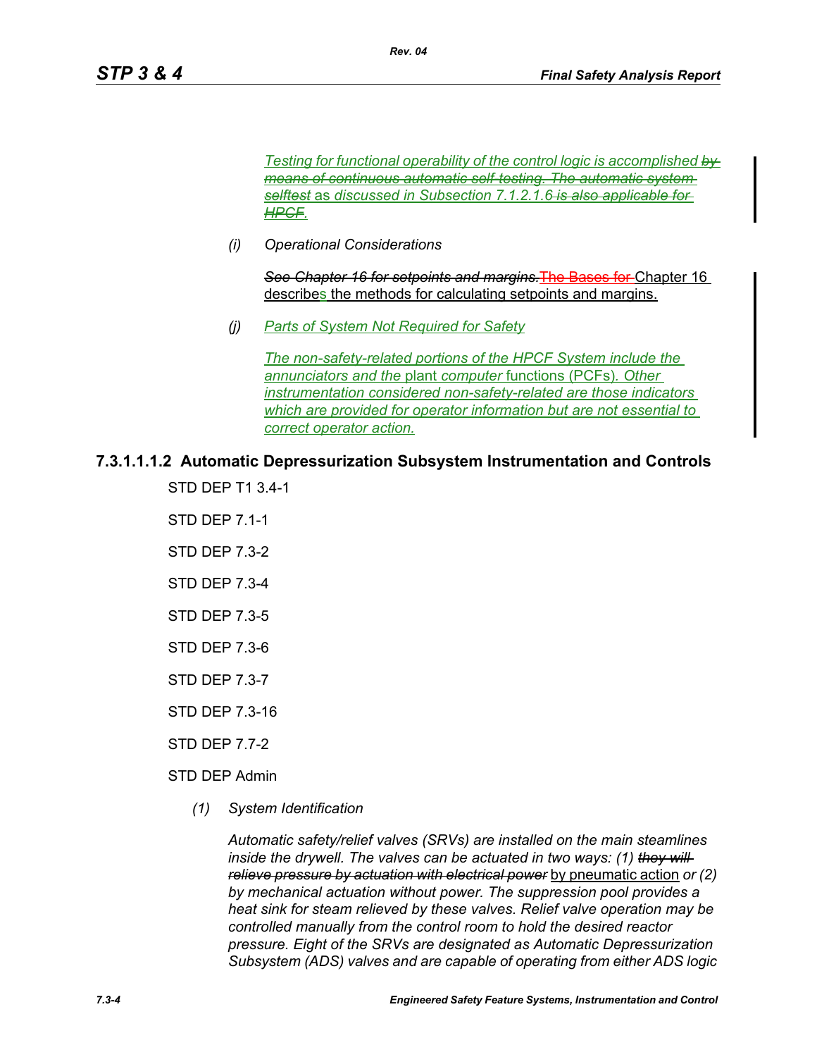*Testing for functional operability of the control logic is accomplished ~~by means of continuous automatic self-testing. The automatic system selftest~~ as discussed in Subsection 7.1.2.1.6 ~~is also applicable for HPCF~~.*

*(i) Operational Considerations*

~~*See Chapter 16 for setpoints and margins.*~~ ~~The Bases for~~ Chapter 16 describes the methods for calculating setpoints and margins.

*(j) Parts of System Not Required for Safety*

*The non-safety-related portions of the HPCF System include the annunciators and the* plant computer *functions (PCFs). Other instrumentation considered non-safety-related are those indicators which are provided for operator information but are not essential to correct operator action.*

### 7.3.1.1.1.2 Automatic Depressurization Subsystem Instrumentation and Controls

STD DEP T1 3.4-1

STD DEP 7.1-1

STD DEP 7.3-2

STD DEP 7.3-4

STD DEP 7.3-5

STD DEP 7.3-6

STD DEP 7.3-7

STD DEP 7.3-16

STD DEP 7.7-2

STD DEP Admin

*(1) System Identification*

*Automatic safety/relief valves (SRVs) are installed on the main steamlines inside the drywell. The valves can be actuated in two ways: (1) ~~they will relieve pressure by actuation with electrical power~~* by pneumatic action *or (2) by mechanical actuation without power. The suppression pool provides a heat sink for steam relieved by these valves. Relief valve operation may be controlled manually from the control room to hold the desired reactor pressure. Eight of the SRVs are designated as Automatic Depressurization Subsystem (ADS) valves and are capable of operating from either ADS logic*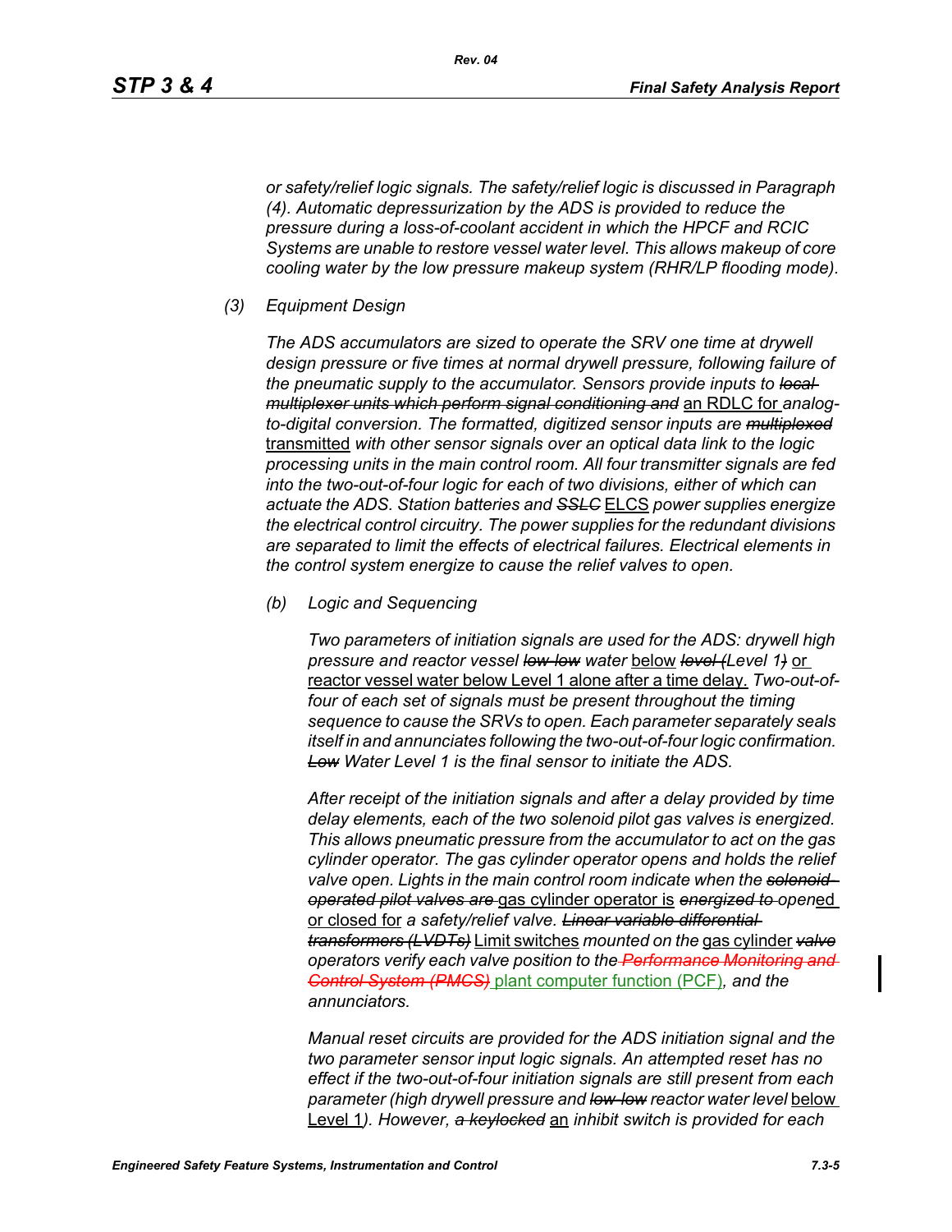*or safety/relief logic signals. The safety/relief logic is discussed in Paragraph (4). Automatic depressurization by the ADS is provided to reduce the pressure during a loss-of-coolant accident in which the HPCF and RCIC Systems are unable to restore vessel water level. This allows makeup of core cooling water by the low pressure makeup system (RHR/LP flooding mode).*

*(3) Equipment Design*

*The ADS accumulators are sized to operate the SRV one time at drywell design pressure or five times at normal drywell pressure, following failure of the pneumatic supply to the accumulator. Sensors provide inputs to ~~local multiplexer units which perform signal conditioning and~~* an RDLC for *analog-to-digital conversion. The formatted, digitized sensor inputs are ~~multiplexed~~* transmitted *with other sensor signals over an optical data link to the logic processing units in the main control room. All four transmitter signals are fed into the two-out-of-four logic for each of two divisions, either of which can actuate the ADS. Station batteries and ~~SSLC~~* ELCS *power supplies energize the electrical control circuitry. The power supplies for the redundant divisions are separated to limit the effects of electrical failures. Electrical elements in the control system energize to cause the relief valves to open.*

*(b) Logic and Sequencing*

*Two parameters of initiation signals are used for the ADS: drywell high pressure and reactor vessel ~~low-low~~ water* below *~~level (~~Level 1~~)~~* or reactor vessel water below Level 1 alone after a time delay. *Two-out-of-four of each set of signals must be present throughout the timing sequence to cause the SRVs to open. Each parameter separately seals itself in and annunciates following the two-out-of-four logic confirmation. ~~Low~~ Water Level 1 is the final sensor to initiate the ADS.*

*After receipt of the initiation signals and after a delay provided by time delay elements, each of the two solenoid pilot gas valves is energized. This allows pneumatic pressure from the accumulator to act on the gas cylinder operator. The gas cylinder operator opens and holds the relief valve open. Lights in the main control room indicate when the ~~solenoid-operated pilot valves are~~* gas cylinder operator is *~~energized to~~ open*ed or closed for *a safety/relief valve. ~~Linear variable differential transformers (LVDTs)~~* Limit switches *mounted on the* gas cylinder *~~valve~~ operators verify each valve position to the ~~Performance Monitoring and Control System (PMCS)~~* plant computer function (PCF)*, and the annunciators.*

*Manual reset circuits are provided for the ADS initiation signal and the two parameter sensor input logic signals. An attempted reset has no effect if the two-out-of-four initiation signals are still present from each parameter (high drywell pressure and ~~low-low~~ reactor water level* below Level 1*). However, ~~a keylocked~~* an *inhibit switch is provided for each*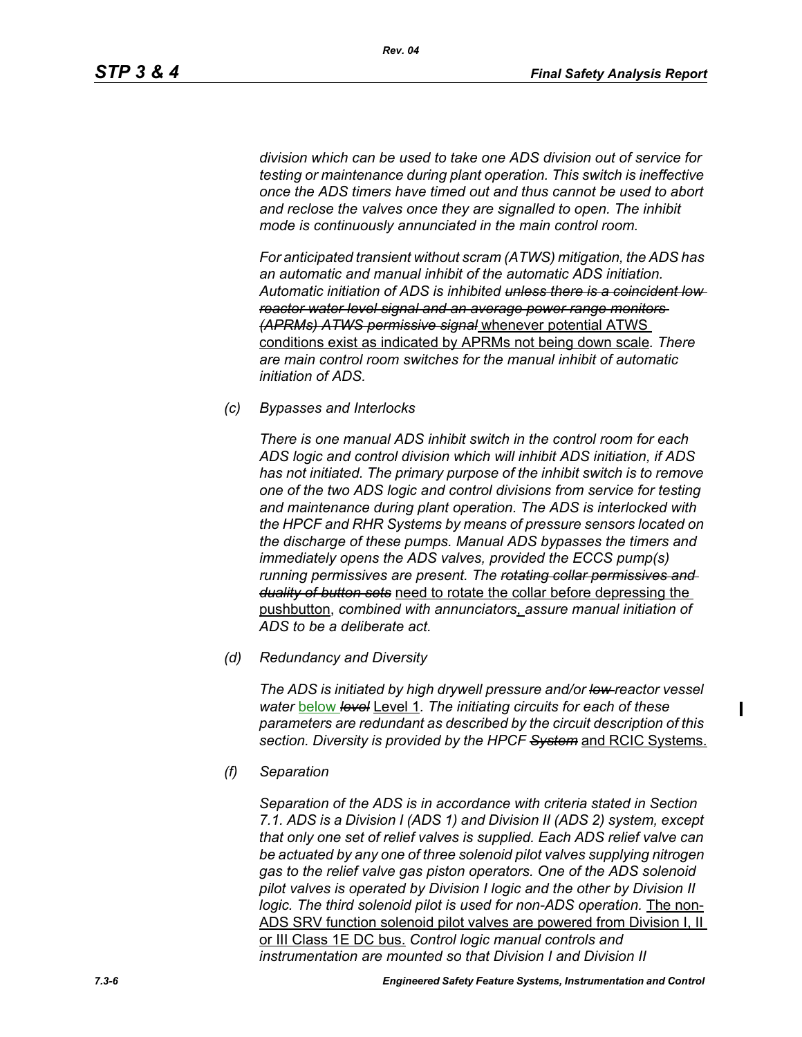*division which can be used to take one ADS division out of service for testing or maintenance during plant operation. This switch is ineffective once the ADS timers have timed out and thus cannot be used to abort and reclose the valves once they are signalled to open. The inhibit mode is continuously annunciated in the main control room.*

*For anticipated transient without scram (ATWS) mitigation, the ADS has an automatic and manual inhibit of the automatic ADS initiation. Automatic initiation of ADS is inhibited ~~unless there is a coincident low reactor water level signal and an average power range monitors (APRMs) ATWS permissive signal~~* whenever potential ATWS conditions exist as indicated by APRMs not being down scale*. There are main control room switches for the manual inhibit of automatic initiation of ADS.*

*(c) Bypasses and Interlocks*

*There is one manual ADS inhibit switch in the control room for each ADS logic and control division which will inhibit ADS initiation, if ADS has not initiated. The primary purpose of the inhibit switch is to remove one of the two ADS logic and control divisions from service for testing and maintenance during plant operation. The ADS is interlocked with the HPCF and RHR Systems by means of pressure sensors located on the discharge of these pumps. Manual ADS bypasses the timers and immediately opens the ADS valves, provided the ECCS pump(s) running permissives are present. The ~~rotating collar permissives and duality of button sets~~* need to rotate the collar before depressing the pushbutton*, combined with annunciators*, *assure manual initiation of ADS to be a deliberate act.*

*(d) Redundancy and Diversity*

*The ADS is initiated by high drywell pressure and/or ~~low~~ reactor vessel water* below ~~*level*~~ Level 1*. The initiating circuits for each of these parameters are redundant as described by the circuit description of this section. Diversity is provided by the HPCF ~~System~~* and RCIC Systems.

*(f) Separation*

*Separation of the ADS is in accordance with criteria stated in Section 7.1. ADS is a Division I (ADS 1) and Division II (ADS 2) system, except that only one set of relief valves is supplied. Each ADS relief valve can be actuated by any one of three solenoid pilot valves supplying nitrogen gas to the relief valve gas piston operators. One of the ADS solenoid pilot valves is operated by Division I logic and the other by Division II logic. The third solenoid pilot is used for non-ADS operation.* The non-ADS SRV function solenoid pilot valves are powered from Division I, II or III Class 1E DC bus. *Control logic manual controls and instrumentation are mounted so that Division I and Division II*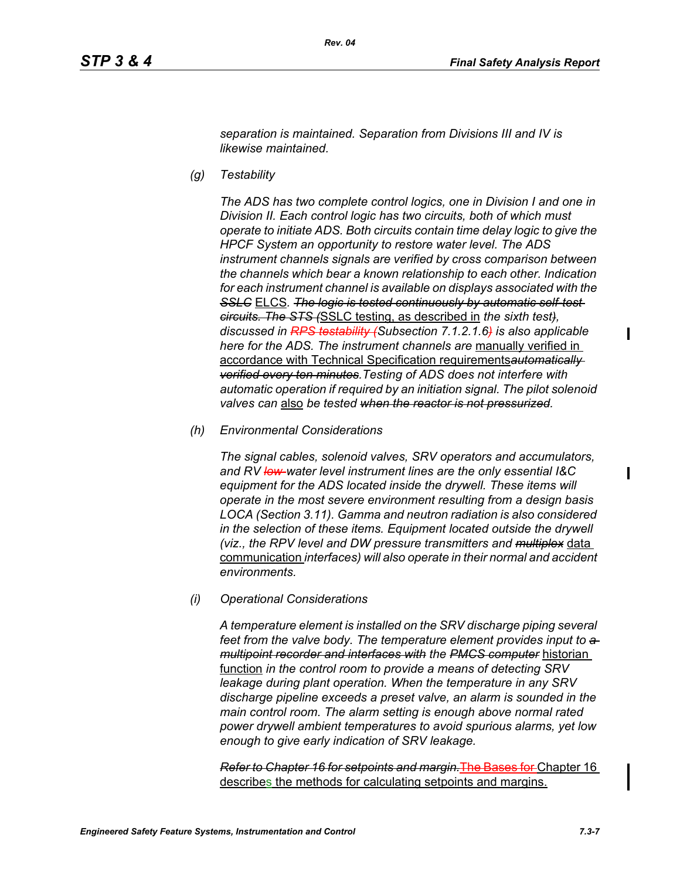*separation is maintained. Separation from Divisions III and IV is likewise maintained.*

(g) *Testability*

*The ADS has two complete control logics, one in Division I and one in Division II. Each control logic has two circuits, both of which must operate to initiate ADS. Both circuits contain time delay logic to give the HPCF System an opportunity to restore water level. The ADS instrument channels signals are verified by cross comparison between the channels which bear a known relationship to each other. Indication for each instrument channel is available on displays associated with the* ~~*SSLC*~~ ELCS*.* ~~*The logic is tested continuously by automatic self-test circuits. The STS (*~~SSLC testing, as described in *the sixth test*~~*)*~~*, discussed in* ~~*RPS testability (*~~*Subsection 7.1.2.1.6*~~*)*~~ *is also applicable here for the ADS. The instrument channels are* manually verified in accordance with Technical Specification requirements~~*automatically verified every ten minutes*~~*.Testing of ADS does not interfere with automatic operation if required by an initiation signal. The pilot solenoid valves can* also *be tested* ~~*when the reactor is not pressurized*~~*.*

(h) *Environmental Considerations*

*The signal cables, solenoid valves, SRV operators and accumulators, and RV* ~~*low*~~ *water level instrument lines are the only essential I&C equipment for the ADS located inside the drywell. These items will operate in the most severe environment resulting from a design basis LOCA (Section 3.11). Gamma and neutron radiation is also considered in the selection of these items. Equipment located outside the drywell (viz., the RPV level and DW pressure transmitters and* ~~*multiplex*~~ data communication *interfaces) will also operate in their normal and accident environments.*

(i) *Operational Considerations*

*A temperature element is installed on the SRV discharge piping several feet from the valve body. The temperature element provides input to* ~~*a multipoint recorder and interfaces with*~~ *the* ~~*PMCS computer*~~ historian function *in the control room to provide a means of detecting SRV leakage during plant operation. When the temperature in any SRV discharge pipeline exceeds a preset valve, an alarm is sounded in the main control room. The alarm setting is enough above normal rated power drywell ambient temperatures to avoid spurious alarms, yet low enough to give early indication of SRV leakage.*

~~*Refer to Chapter 16 for setpoints and margin.*~~~~The Bases for~~ Chapter 16 describes the methods for calculating setpoints and margins.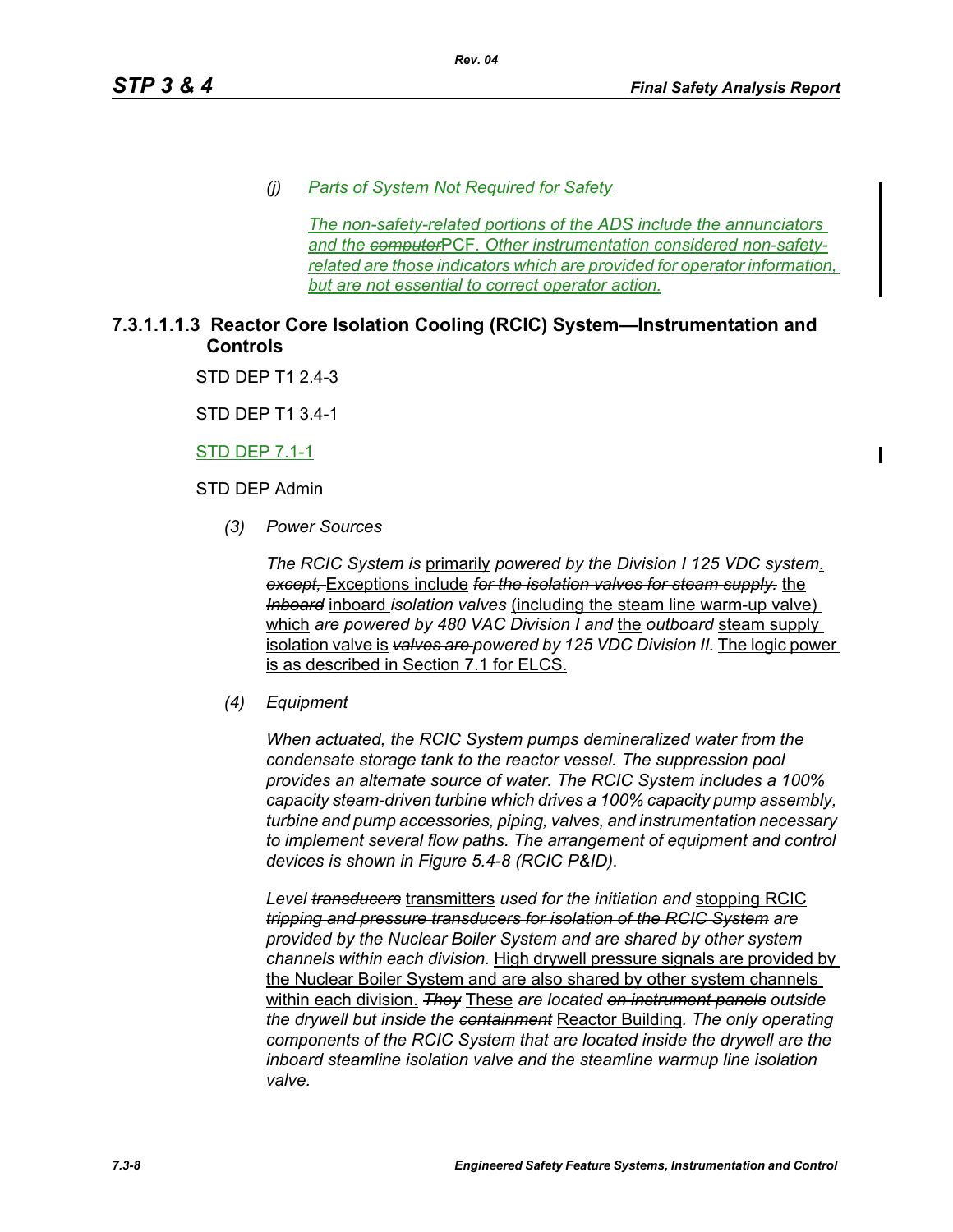*(j) Parts of System Not Required for Safety*

*The non-safety-related portions of the ADS include the annunciators and the ~~computer~~PCF. Other instrumentation considered non-safety-related are those indicators which are provided for operator information, but are not essential to correct operator action.*

#### 7.3.1.1.1.3 Reactor Core Isolation Cooling (RCIC) System—Instrumentation and Controls

STD DEP T1 2.4-3

STD DEP T1 3.4-1

STD DEP 7.1-1

STD DEP Admin

*(3) Power Sources*

*The RCIC System is* primarily *powered by the Division I 125 VDC system*. ~~*except,*~~ Exceptions include ~~*for the isolation valves for steam supply.*~~ the ~~*Inboard*~~ inboard *isolation valves* (including the steam line warm-up valve) which *are powered by 480 VAC Division I and* the *outboard* steam supply isolation valve is ~~*valves are*~~ *powered by 125 VDC Division II.* The logic power is as described in Section 7.1 for ELCS.

*(4) Equipment*

*When actuated, the RCIC System pumps demineralized water from the condensate storage tank to the reactor vessel. The suppression pool provides an alternate source of water. The RCIC System includes a 100% capacity steam-driven turbine which drives a 100% capacity pump assembly, turbine and pump accessories, piping, valves, and instrumentation necessary to implement several flow paths. The arrangement of equipment and control devices is shown in Figure 5.4-8 (RCIC P&ID).*

*Level* ~~*transducers*~~ transmitters *used for the initiation and* stopping RCIC ~~*tripping and pressure transducers for isolation of the RCIC System*~~ *are provided by the Nuclear Boiler System and are shared by other system channels within each division.* High drywell pressure signals are provided by the Nuclear Boiler System and are also shared by other system channels within each division. ~~*They*~~ These *are located* ~~*on instrument panels*~~ *outside the drywell but inside the* ~~*containment*~~ Reactor Building*. The only operating components of the RCIC System that are located inside the drywell are the inboard steamline isolation valve and the steamline warmup line isolation valve.*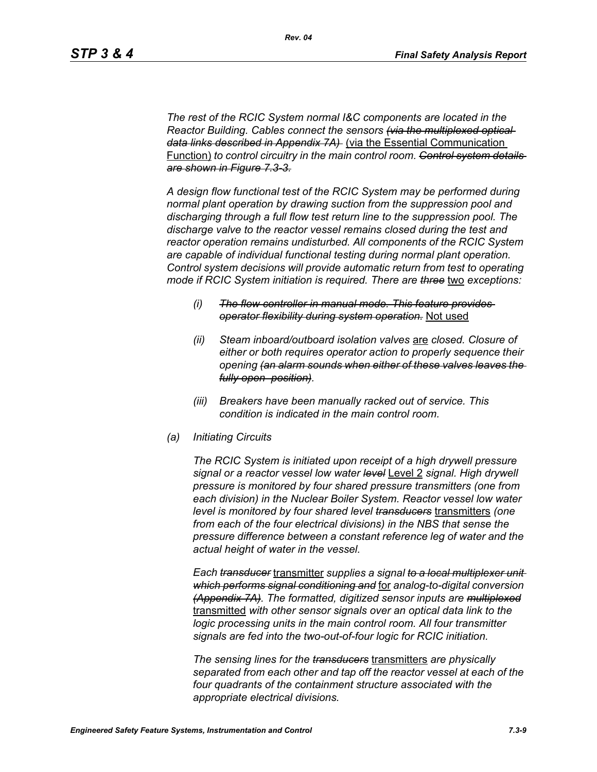*The rest of the RCIC System normal I&C components are located in the Reactor Building. Cables connect the sensors* ~~*(via the multiplexed optical data links described in Appendix 7A)*~~ (via the Essential Communication Function) *to control circuitry in the main control room.* ~~*Control system details are shown in Figure 7.3-3.*~~

*A design flow functional test of the RCIC System may be performed during normal plant operation by drawing suction from the suppression pool and discharging through a full flow test return line to the suppression pool. The discharge valve to the reactor vessel remains closed during the test and reactor operation remains undisturbed. All components of the RCIC System are capable of individual functional testing during normal plant operation. Control system decisions will provide automatic return from test to operating mode if RCIC System initiation is required. There are* ~~*three*~~ two *exceptions:*

- *(i)* ~~*The flow controller in manual mode. This feature provides operator flexibility during system operation.*~~ Not used

- *(ii) Steam inboard/outboard isolation valves* are *closed. Closure of either or both requires operator action to properly sequence their opening* ~~*(an alarm sounds when either of these valves leaves the fully open position)*~~.

- *(iii) Breakers have been manually racked out of service. This condition is indicated in the main control room.*

*(a) Initiating Circuits*

*The RCIC System is initiated upon receipt of a high drywell pressure signal or a reactor vessel low water* ~~*level*~~ Level 2 *signal. High drywell pressure is monitored by four shared pressure transmitters (one from each division) in the Nuclear Boiler System. Reactor vessel low water level is monitored by four shared level* ~~*transducers*~~ transmitters *(one from each of the four electrical divisions) in the NBS that sense the pressure difference between a constant reference leg of water and the actual height of water in the vessel.*

*Each* ~~*transducer*~~ transmitter *supplies a signal* ~~*to a local multiplexer unit which performs signal conditioning and*~~ for *analog-to-digital conversion* ~~*(Appendix 7A)*~~. *The formatted, digitized sensor inputs are* ~~*multiplexed*~~ transmitted *with other sensor signals over an optical data link to the logic processing units in the main control room. All four transmitter signals are fed into the two-out-of-four logic for RCIC initiation.*

*The sensing lines for the* ~~*transducers*~~ transmitters *are physically separated from each other and tap off the reactor vessel at each of the four quadrants of the containment structure associated with the appropriate electrical divisions.*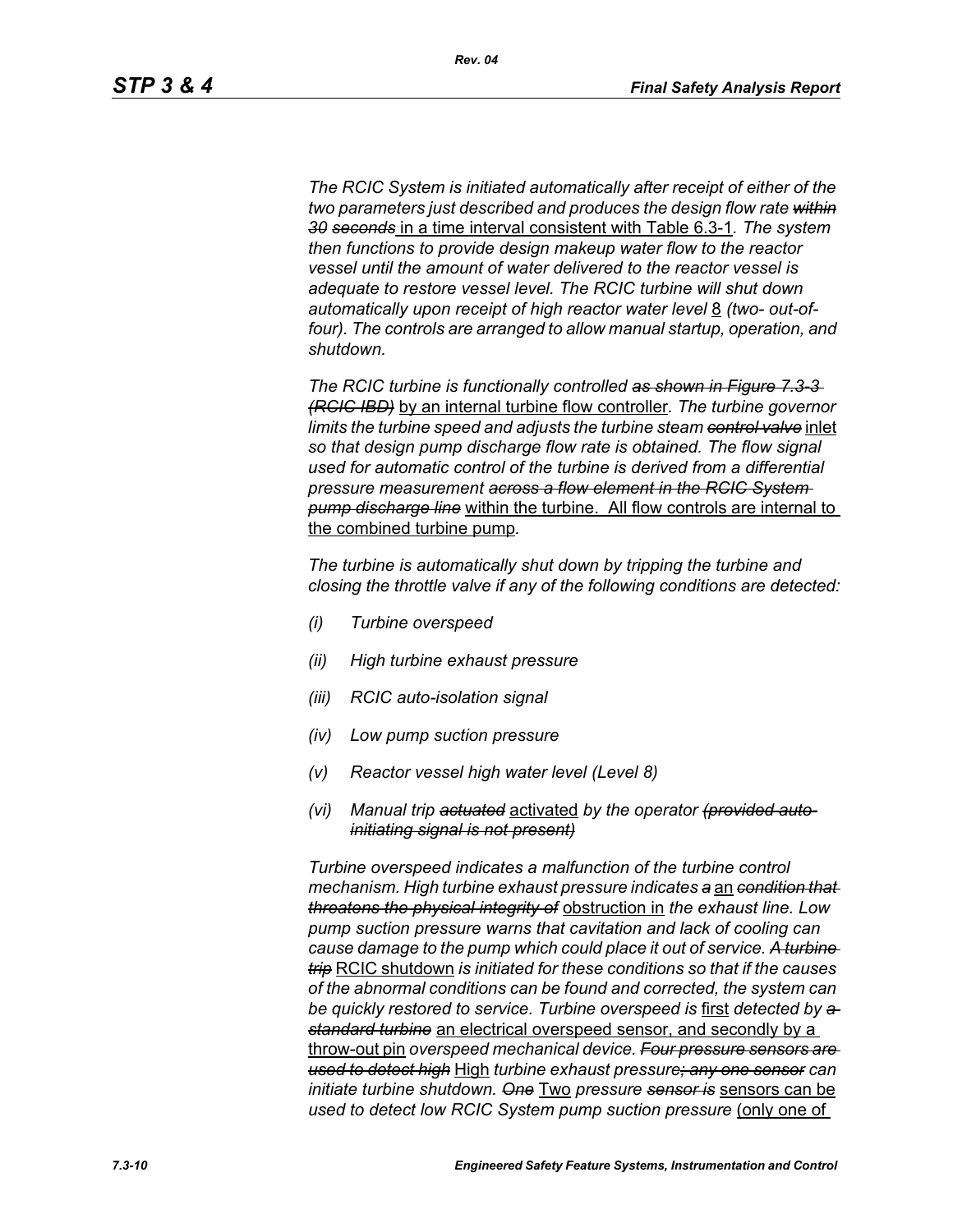*The RCIC System is initiated automatically after receipt of either of the two parameters just described and produces the design flow rate ~~within 30 seconds~~* in a time interval consistent with Table 6.3-1*. The system then functions to provide design makeup water flow to the reactor vessel until the amount of water delivered to the reactor vessel is adequate to restore vessel level. The RCIC turbine will shut down automatically upon receipt of high reactor water level* 8 *(two- out-of-four). The controls are arranged to allow manual startup, operation, and shutdown.*

*The RCIC turbine is functionally controlled ~~as shown in Figure 7.3-3 (RCIC IBD)~~* by an internal turbine flow controller*. The turbine governor limits the turbine speed and adjusts the turbine steam ~~control valve~~* inlet *so that design pump discharge flow rate is obtained. The flow signal used for automatic control of the turbine is derived from a differential pressure measurement ~~across a flow element in the RCIC System pump discharge line~~* within the turbine. All flow controls are internal to the combined turbine pump*.*

*The turbine is automatically shut down by tripping the turbine and closing the throttle valve if any of the following conditions are detected:*

- *(i) Turbine overspeed*
- *(ii) High turbine exhaust pressure*
- *(iii) RCIC auto-isolation signal*
- *(iv) Low pump suction pressure*
- *(v) Reactor vessel high water level (Level 8)*
- *(vi) Manual trip ~~actuated~~* activated *by the operator ~~(provided auto-initiating signal is not present)~~*

*Turbine overspeed indicates a malfunction of the turbine control mechanism. High turbine exhaust pressure indicates ~~a~~* an *~~condition that threatens the physical integrity of~~* obstruction in *the exhaust line. Low pump suction pressure warns that cavitation and lack of cooling can cause damage to the pump which could place it out of service. ~~A turbine trip~~* RCIC shutdown *is initiated for these conditions so that if the causes of the abnormal conditions can be found and corrected, the system can be quickly restored to service. Turbine overspeed is* first *detected by ~~a standard turbine~~* an electrical overspeed sensor, and secondly by a throw-out pin *overspeed mechanical device. ~~Four pressure sensors are used to detect high~~* High *turbine exhaust pressure~~; any one sensor~~ can initiate turbine shutdown. ~~One~~* Two *pressure ~~sensor is~~* sensors can be *used to detect low RCIC System pump suction pressure* (only one of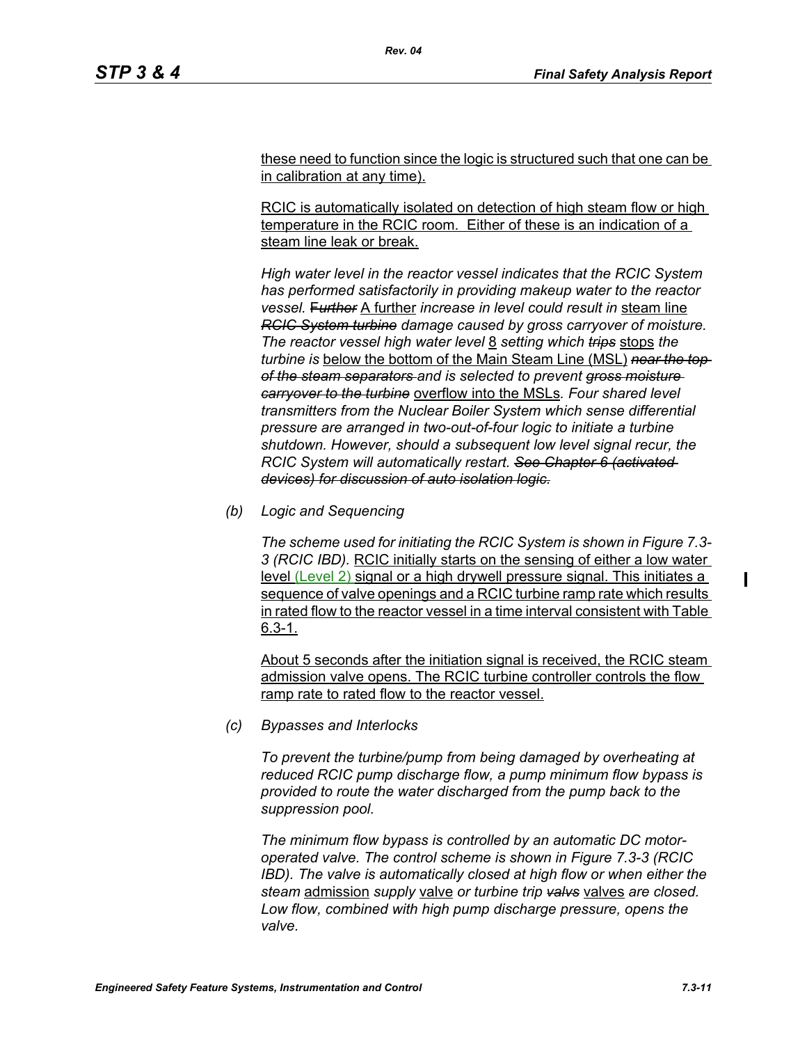these need to function since the logic is structured such that one can be in calibration at any time).

RCIC is automatically isolated on detection of high steam flow or high temperature in the RCIC room. Either of these is an indication of a steam line leak or break.

*High water level in the reactor vessel indicates that the RCIC System has performed satisfactorily in providing makeup water to the reactor vessel.* ~~*Further*~~ A further *increase in level could result in* steam line ~~*RCIC System turbine*~~ *damage caused by gross carryover of moisture. The reactor vessel high water level* 8 *setting which* ~~*trips*~~ stops *the turbine is* below the bottom of the Main Steam Line (MSL) ~~*near the top of the steam separators*~~ *and is selected to prevent* ~~*gross moisture carryover to the turbine*~~ overflow into the MSLs*. Four shared level transmitters from the Nuclear Boiler System which sense differential pressure are arranged in two-out-of-four logic to initiate a turbine shutdown. However, should a subsequent low level signal recur, the RCIC System will automatically restart.* ~~*See Chapter 6 (activated devices) for discussion of auto isolation logic.*~~

*(b) Logic and Sequencing*

*The scheme used for initiating the RCIC System is shown in Figure 7.3-3 (RCIC IBD).* RCIC initially starts on the sensing of either a low water level (Level 2) signal or a high drywell pressure signal. This initiates a sequence of valve openings and a RCIC turbine ramp rate which results in rated flow to the reactor vessel in a time interval consistent with Table 6.3-1.

About 5 seconds after the initiation signal is received, the RCIC steam admission valve opens. The RCIC turbine controller controls the flow ramp rate to rated flow to the reactor vessel.

*(c) Bypasses and Interlocks*

*To prevent the turbine/pump from being damaged by overheating at reduced RCIC pump discharge flow, a pump minimum flow bypass is provided to route the water discharged from the pump back to the suppression pool.*

*The minimum flow bypass is controlled by an automatic DC motor-operated valve. The control scheme is shown in Figure 7.3-3 (RCIC IBD). The valve is automatically closed at high flow or when either the steam* admission *supply* valve *or turbine trip* ~~*valvs*~~ valves *are closed. Low flow, combined with high pump discharge pressure, opens the valve.*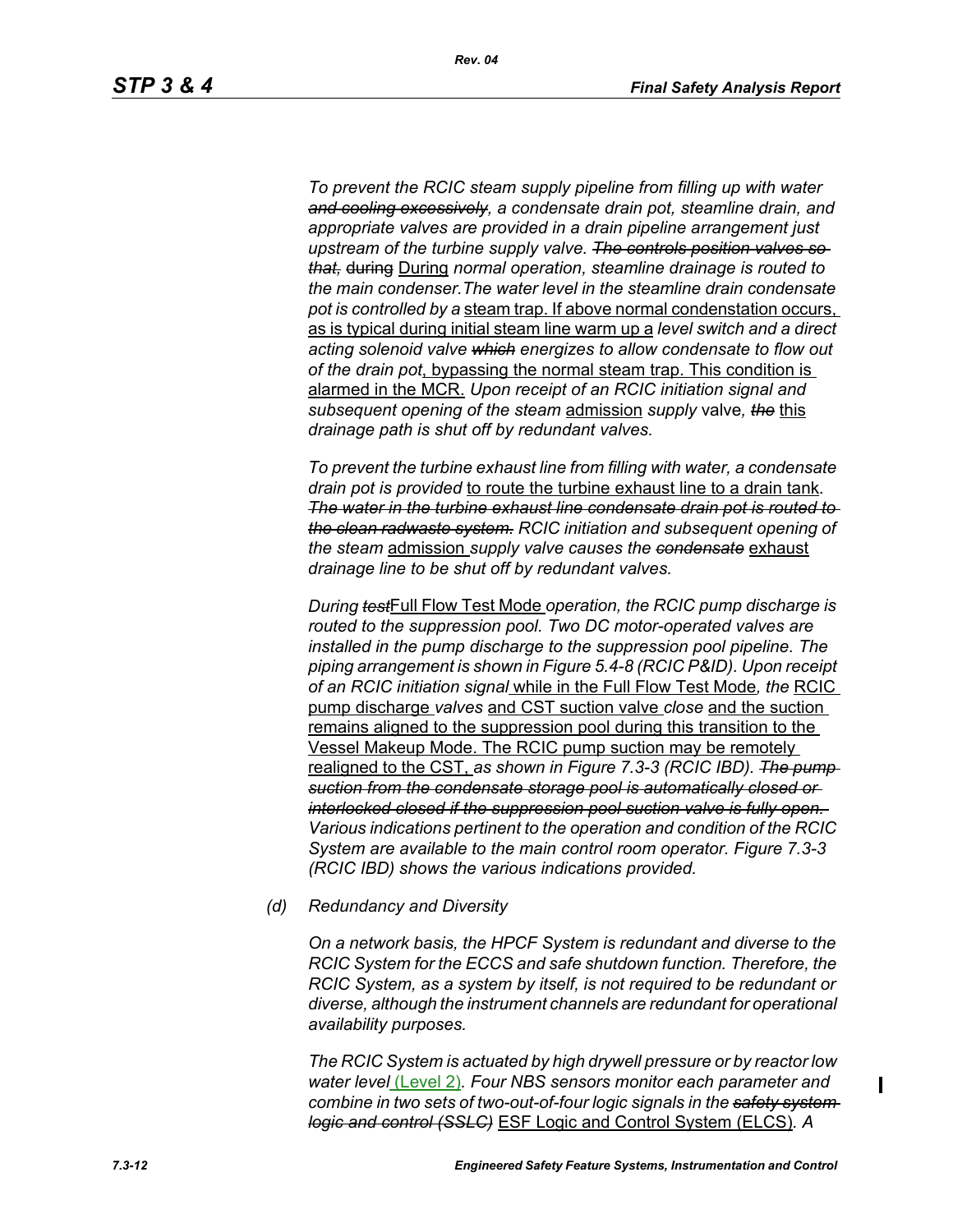*To prevent the RCIC steam supply pipeline from filling up with water ~~and cooling excessively~~, a condensate drain pot, steamline drain, and appropriate valves are provided in a drain pipeline arrangement just upstream of the turbine supply valve. ~~The controls position valves so that,~~* ~~during~~ <u>During</u> *normal operation, steamline drainage is routed to the main condenser.The water level in the steamline drain condensate pot is controlled by a* <u>steam trap. If above normal condenstation occurs, as is typical during initial steam line warm up a</u> *level switch and a direct acting solenoid valve ~~which~~ energizes to allow condensate to flow out of the drain pot*<u>, bypassing the normal steam trap. This condition is alarmed in the MCR.</u> *Upon receipt of an RCIC initiation signal and subsequent opening of the steam* <u>admission</u> *supply* valve*, ~~the~~* <u>this</u> *drainage path is shut off by redundant valves.*

*To prevent the turbine exhaust line from filling with water, a condensate drain pot is provided* <u>to route the turbine exhaust line to a drain tank</u>*. ~~The water in the turbine exhaust line condensate drain pot is routed to the clean radwaste system.~~ RCIC initiation and subsequent opening of the steam* <u>admission</u> *supply valve causes the ~~condensate~~* <u>exhaust</u> *drainage line to be shut off by redundant valves.*

*During ~~test~~*<u>Full Flow Test Mode</u> *operation, the RCIC pump discharge is routed to the suppression pool. Two DC motor-operated valves are installed in the pump discharge to the suppression pool pipeline. The piping arrangement is shown in Figure 5.4-8 (RCIC P&ID). Upon receipt of an RCIC initiation signal* <u>while in the Full Flow Test Mode</u>*, the* <u>RCIC pump discharge</u> *valves* <u>and CST suction valve</u> *close* <u>and the suction remains aligned to the suppression pool during this transition to the Vessel Makeup Mode. The RCIC pump suction may be remotely realigned to the CST,</u> *as shown in Figure 7.3-3 (RCIC IBD). ~~The pump suction from the condensate storage pool is automatically closed or interlocked closed if the suppression pool suction valve is fully open.~~ Various indications pertinent to the operation and condition of the RCIC System are available to the main control room operator. Figure 7.3-3 (RCIC IBD) shows the various indications provided.*

*(d) Redundancy and Diversity*

*On a network basis, the HPCF System is redundant and diverse to the RCIC System for the ECCS and safe shutdown function. Therefore, the RCIC System, as a system by itself, is not required to be redundant or diverse, although the instrument channels are redundant for operational availability purposes.*

*The RCIC System is actuated by high drywell pressure or by reactor low water level* <u>(Level 2)</u>*. Four NBS sensors monitor each parameter and combine in two sets of two-out-of-four logic signals in the ~~safety system logic and control (SSLC)~~* <u>ESF Logic and Control System (ELCS)</u>*. A*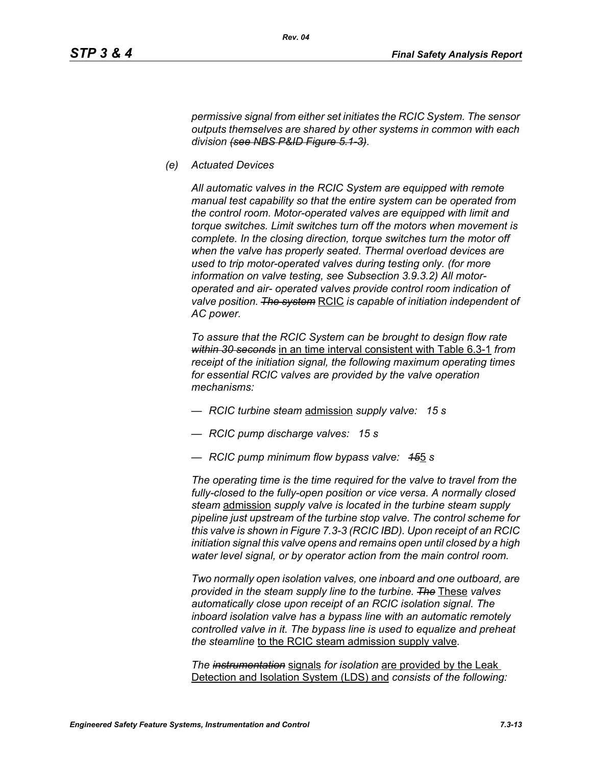*permissive signal from either set initiates the RCIC System. The sensor outputs themselves are shared by other systems in common with each division ~~(see NBS P&ID Figure 5.1-3)~~.*

*(e) Actuated Devices*

*All automatic valves in the RCIC System are equipped with remote manual test capability so that the entire system can be operated from the control room. Motor-operated valves are equipped with limit and torque switches. Limit switches turn off the motors when movement is complete. In the closing direction, torque switches turn the motor off when the valve has properly seated. Thermal overload devices are used to trip motor-operated valves during testing only. (for more information on valve testing, see Subsection 3.9.3.2) All motor-operated and air- operated valves provide control room indication of valve position. ~~The system~~* <u>RCIC</u> *is capable of initiation independent of AC power.*

*To assure that the RCIC System can be brought to design flow rate ~~within 30 seconds~~* <u>in an time interval consistent with Table 6.3-1</u> *from receipt of the initiation signal, the following maximum operating times for essential RCIC valves are provided by the valve operation mechanisms:*

- *RCIC turbine steam* <u>admission</u> *supply valve: 15 s*
- *RCIC pump discharge valves: 15 s*
- *RCIC pump minimum flow bypass valve: ~~15~~*<u>5</u> *s*

*The operating time is the time required for the valve to travel from the fully-closed to the fully-open position or vice versa. A normally closed steam* <u>admission</u> *supply valve is located in the turbine steam supply pipeline just upstream of the turbine stop valve. The control scheme for this valve is shown in Figure 7.3-3 (RCIC IBD). Upon receipt of an RCIC initiation signal this valve opens and remains open until closed by a high water level signal, or by operator action from the main control room.*

*Two normally open isolation valves, one inboard and one outboard, are provided in the steam supply line to the turbine. ~~The~~* <u>These</u> *valves automatically close upon receipt of an RCIC isolation signal. The inboard isolation valve has a bypass line with an automatic remotely controlled valve in it. The bypass line is used to equalize and preheat the steamline* <u>to the RCIC steam admission supply valve</u>*.*

*The ~~instrumentation~~* <u>signals</u> *for isolation* <u>are provided by the Leak Detection and Isolation System (LDS) and</u> *consists of the following:*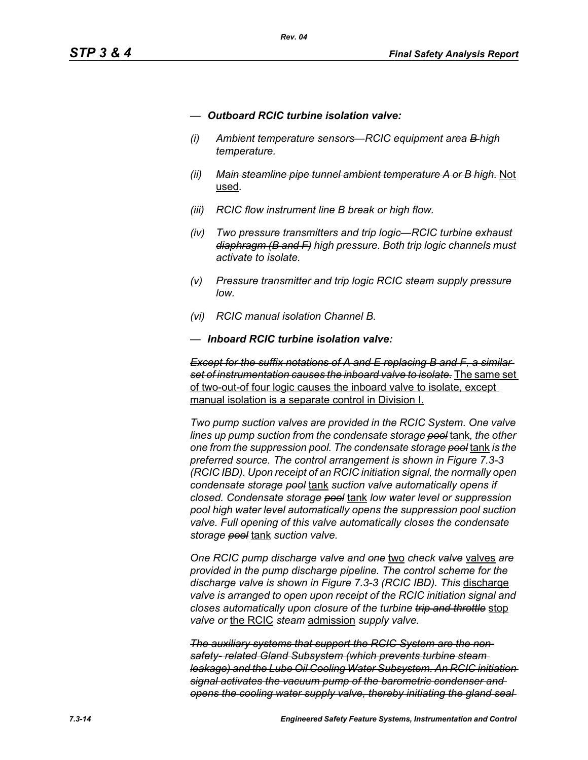— ***Outboard RCIC turbine isolation valve:***

*(i) Ambient temperature sensors—RCIC equipment area ~~B~~ high temperature.*

*(ii) ~~Main steamline pipe tunnel ambient temperature A or B high.~~* <u>Not used</u>.

*(iii) RCIC flow instrument line B break or high flow.*

*(iv) Two pressure transmitters and trip logic—RCIC turbine exhaust ~~diaphragm (B and F)~~ high pressure. Both trip logic channels must activate to isolate.*

*(v) Pressure transmitter and trip logic RCIC steam supply pressure low.*

*(vi) RCIC manual isolation Channel B.*

— ***Inboard RCIC turbine isolation valve:***

*~~Except for the suffix notations of A and E replacing B and F, a similar set of instrumentation causes the inboard valve to isolate.~~* <u>The same set of two-out-of four logic causes the inboard valve to isolate, except manual isolation is a separate control in Division I.</u>

*Two pump suction valves are provided in the RCIC System. One valve lines up pump suction from the condensate storage ~~pool~~* <u>tank</u>*, the other one from the suppression pool. The condensate storage ~~pool~~* <u>tank</u> *is the preferred source. The control arrangement is shown in Figure 7.3-3 (RCIC IBD). Upon receipt of an RCIC initiation signal, the normally open condensate storage ~~pool~~* <u>tank</u> *suction valve automatically opens if closed. Condensate storage ~~pool~~* <u>tank</u> *low water level or suppression pool high water level automatically opens the suppression pool suction valve. Full opening of this valve automatically closes the condensate storage ~~pool~~* <u>tank</u> *suction valve.*

*One RCIC pump discharge valve and ~~one~~* <u>two</u> *check ~~valve~~* <u>valves</u> *are provided in the pump discharge pipeline. The control scheme for the discharge valve is shown in Figure 7.3-3 (RCIC IBD). This* <u>discharge</u> *valve is arranged to open upon receipt of the RCIC initiation signal and closes automatically upon closure of the turbine ~~trip and throttle~~* <u>stop</u> *valve or* <u>the RCIC</u> *steam* <u>admission</u> *supply valve.*

*~~The auxiliary systems that support the RCIC System are the non-safety- related Gland Subsystem (which prevents turbine steam leakage) and the Lube Oil Cooling Water Subsystem. An RCIC initiation signal activates the vacuum pump of the barometric condenser and opens the cooling water supply valve, thereby initiating the gland seal~~*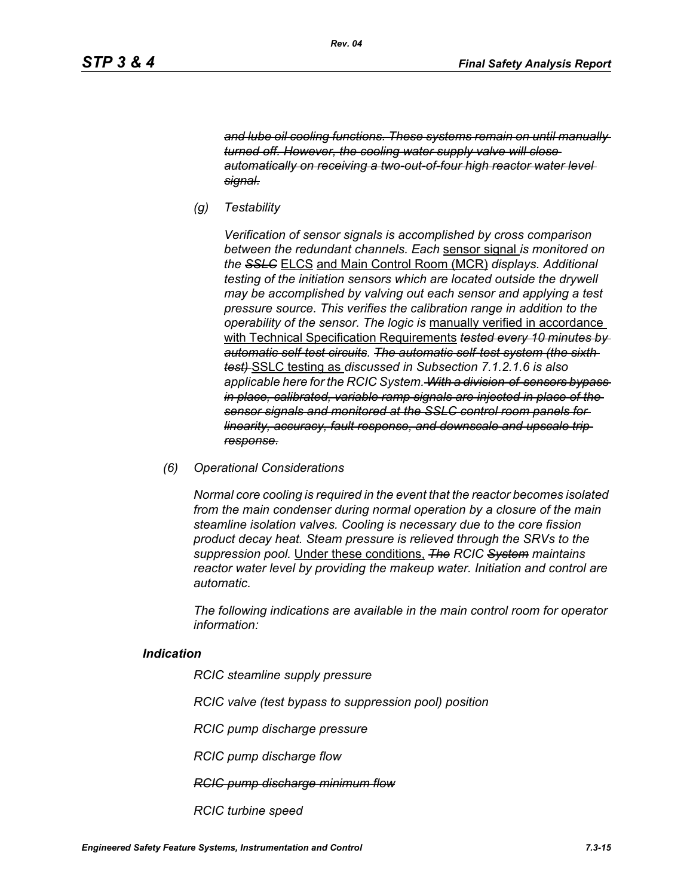~~*and lube oil cooling functions. These systems remain on until manually turned off. However, the cooling water supply valve will close automatically on receiving a two-out-of-four high reactor water level signal.*~~

*(g) Testability*

*Verification of sensor signals is accomplished by cross comparison between the redundant channels. Each* <u>sensor signal</u> *is monitored on the* ~~*SSLC*~~ <u>ELCS</u> <u>and Main Control Room (MCR)</u> *displays. Additional testing of the initiation sensors which are located outside the drywell may be accomplished by valving out each sensor and applying a test pressure source. This verifies the calibration range in addition to the operability of the sensor. The logic is* <u>manually verified in accordance with Technical Specification Requirements</u> ~~*tested every 10 minutes by automatic self-test circuits*~~*.* ~~*The automatic self-test system (the sixth test)*~~ <u>SSLC testing as</u> *discussed in Subsection 7.1.2.1.6 is also applicable here for the RCIC System.* ~~*With a division-of-sensors bypass in place, calibrated, variable ramp signals are injected in place of the sensor signals and monitored at the SSLC control room panels for linearity, accuracy, fault response, and downscale and upscale trip response.*~~

*(6) Operational Considerations*

*Normal core cooling is required in the event that the reactor becomes isolated from the main condenser during normal operation by a closure of the main steamline isolation valves. Cooling is necessary due to the core fission product decay heat. Steam pressure is relieved through the SRVs to the suppression pool.* <u>Under these conditions,</u> ~~*The*~~ *RCIC* ~~*System*~~ *maintains reactor water level by providing the makeup water. Initiation and control are automatic.*

*The following indications are available in the main control room for operator information:*

***Indication***

*RCIC steamline supply pressure*

*RCIC valve (test bypass to suppression pool) position*

*RCIC pump discharge pressure*

*RCIC pump discharge flow*

~~*RCIC pump discharge minimum flow*~~

*RCIC turbine speed*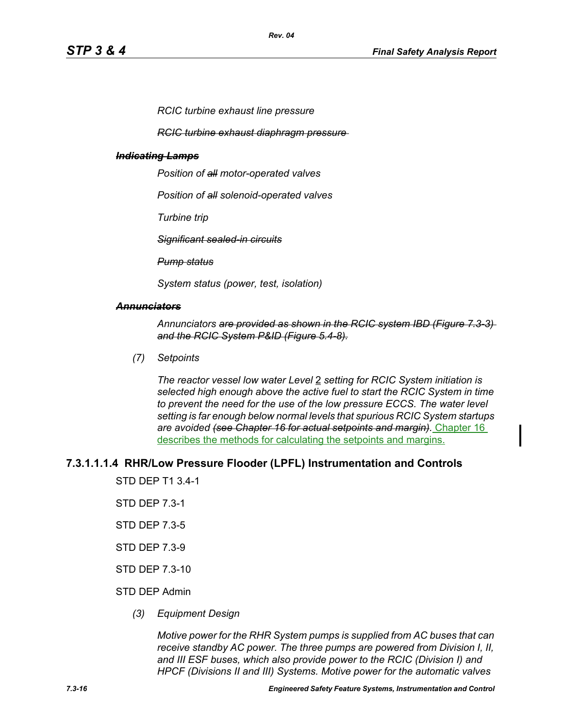*RCIC turbine exhaust line pressure*

~~*RCIC turbine exhaust diaphragm pressure*~~

***~~Indicating Lamps~~***

*Position of ~~all~~ motor-operated valves*

*Position of ~~all~~ solenoid-operated valves*

*Turbine trip*

~~*Significant sealed-in circuits*~~

~~*Pump status*~~

*System status (power, test, isolation)*

***~~Annunciators~~***

*Annunciators ~~are provided as shown in the RCIC system IBD (Figure 7.3-3) and the RCIC System P&ID (Figure 5.4-8).~~*

*(7) Setpoints*

*The reactor vessel low water Level 2 setting for RCIC System initiation is selected high enough above the active fuel to start the RCIC System in time to prevent the need for the use of the low pressure ECCS. The water level setting is far enough below normal levels that spurious RCIC System startups are avoided ~~(see Chapter 16 for actual setpoints and margin)~~.* Chapter 16 describes the methods for calculating the setpoints and margins.

### 7.3.1.1.1.4 RHR/Low Pressure Flooder (LPFL) Instrumentation and Controls

STD DEP T1 3.4-1

STD DEP 7.3-1

STD DEP 7.3-5

STD DEP 7.3-9

STD DEP 7.3-10

STD DEP Admin

*(3) Equipment Design*

*Motive power for the RHR System pumps is supplied from AC buses that can receive standby AC power. The three pumps are powered from Division I, II, and III ESF buses, which also provide power to the RCIC (Division I) and HPCF (Divisions II and III) Systems. Motive power for the automatic valves*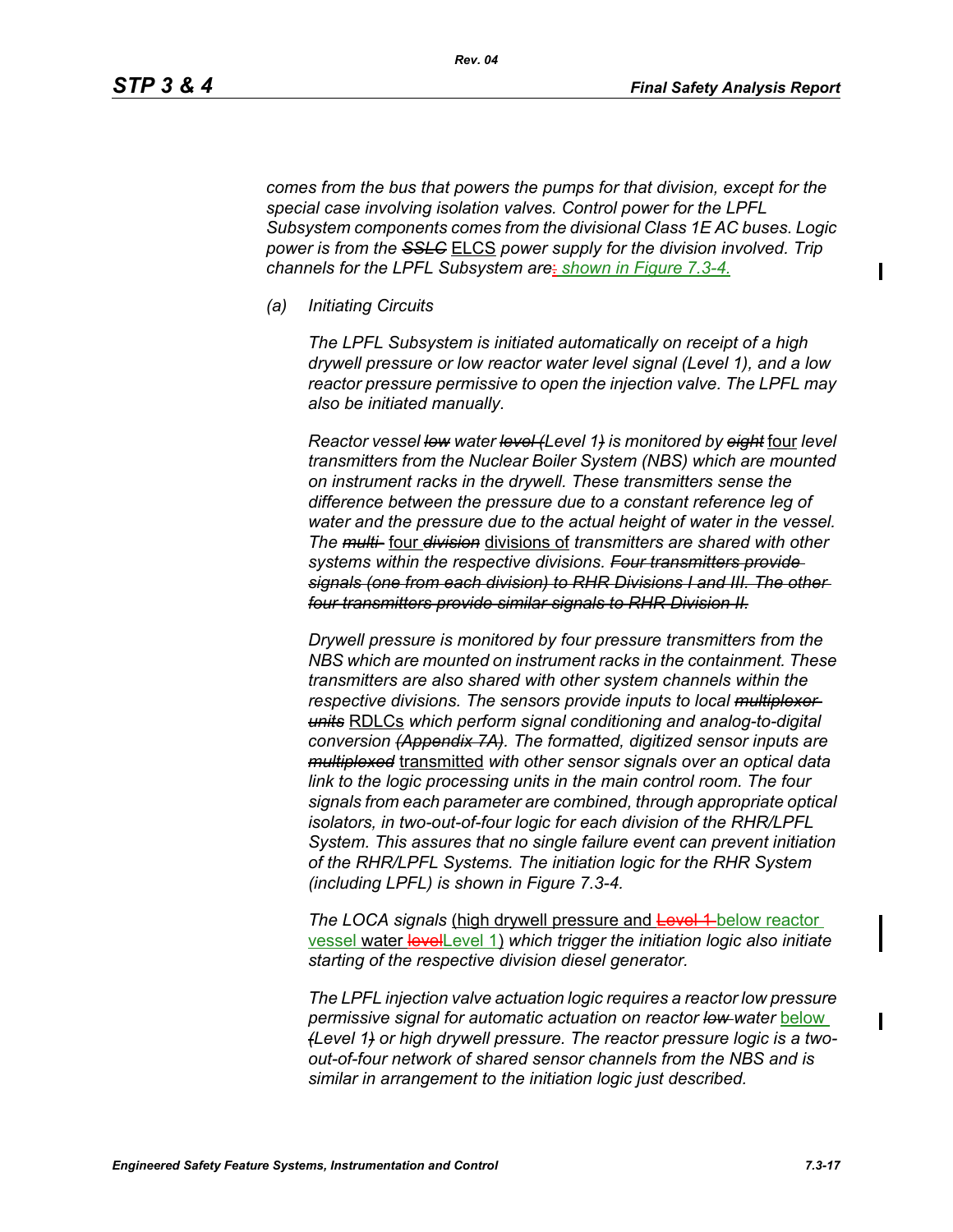*comes from the bus that powers the pumps for that division, except for the special case involving isolation valves. Control power for the LPFL Subsystem components comes from the divisional Class 1E AC buses. Logic power is from the* ~~*SSLC*~~ ELCS *power supply for the division involved. Trip channels for the LPFL Subsystem are*~~:~~ *shown in Figure 7.3-4.*

*(a) Initiating Circuits*

*The LPFL Subsystem is initiated automatically on receipt of a high drywell pressure or low reactor water level signal (Level 1), and a low reactor pressure permissive to open the injection valve. The LPFL may also be initiated manually.*

*Reactor vessel* ~~*low*~~ *water* ~~*level (*~~*Level 1*~~*)*~~ *is monitored by* ~~*eight*~~ four *level transmitters from the Nuclear Boiler System (NBS) which are mounted on instrument racks in the drywell. These transmitters sense the difference between the pressure due to a constant reference leg of water and the pressure due to the actual height of water in the vessel. The* ~~*multi-*~~ four ~~*division*~~ divisions of *transmitters are shared with other systems within the respective divisions.* ~~*Four transmitters provide signals (one from each division) to RHR Divisions I and III. The other four transmitters provide similar signals to RHR Division II.*~~

*Drywell pressure is monitored by four pressure transmitters from the NBS which are mounted on instrument racks in the containment. These transmitters are also shared with other system channels within the respective divisions. The sensors provide inputs to local* ~~*multiplexer units*~~ RDLCs *which perform signal conditioning and analog-to-digital conversion* ~~*(Appendix 7A)*~~*. The formatted, digitized sensor inputs are* ~~*multiplexed*~~ transmitted *with other sensor signals over an optical data link to the logic processing units in the main control room. The four signals from each parameter are combined, through appropriate optical isolators, in two-out-of-four logic for each division of the RHR/LPFL System. This assures that no single failure event can prevent initiation of the RHR/LPFL Systems. The initiation logic for the RHR System (including LPFL) is shown in Figure 7.3-4.*

*The LOCA signals* (high drywell pressure and ~~Level 1~~ below reactor vessel water ~~level~~Level 1) *which trigger the initiation logic also initiate starting of the respective division diesel generator.*

*The LPFL injection valve actuation logic requires a reactor low pressure permissive signal for automatic actuation on reactor* ~~*low*~~ *water* below ~~*(*~~*Level 1*~~*)*~~ *or high drywell pressure. The reactor pressure logic is a two-out-of-four network of shared sensor channels from the NBS and is similar in arrangement to the initiation logic just described.*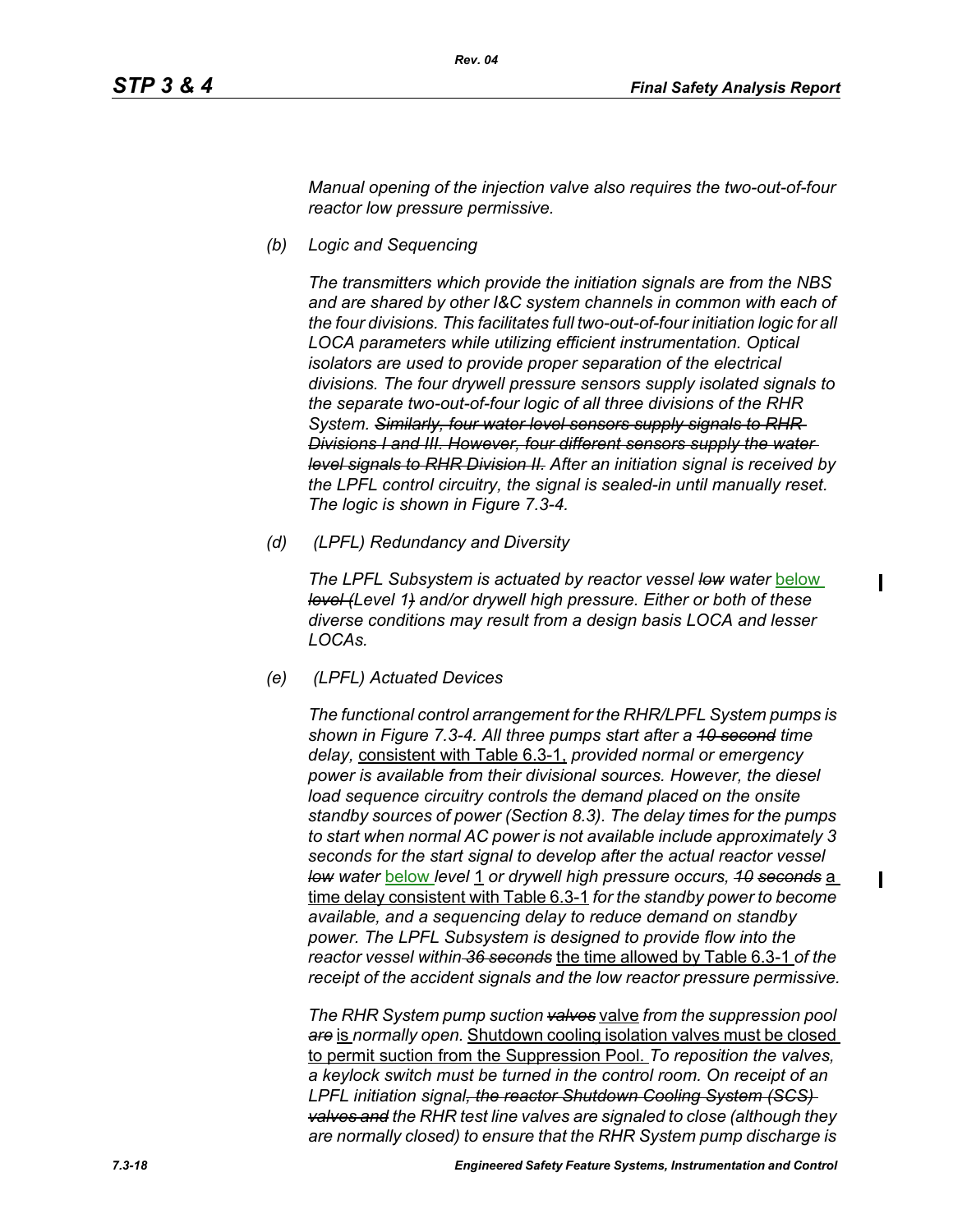*Manual opening of the injection valve also requires the two-out-of-four reactor low pressure permissive.*

*(b) Logic and Sequencing*

*The transmitters which provide the initiation signals are from the NBS and are shared by other I&C system channels in common with each of the four divisions. This facilitates full two-out-of-four initiation logic for all LOCA parameters while utilizing efficient instrumentation. Optical isolators are used to provide proper separation of the electrical divisions. The four drywell pressure sensors supply isolated signals to the separate two-out-of-four logic of all three divisions of the RHR System. ~~Similarly, four water level sensors supply signals to RHR Divisions I and III. However, four different sensors supply the water level signals to RHR Division II.~~ After an initiation signal is received by the LPFL control circuitry, the signal is sealed-in until manually reset. The logic is shown in Figure 7.3-4.*

*(d) (LPFL) Redundancy and Diversity*

*The LPFL Subsystem is actuated by reactor vessel ~~low~~ water* below *~~level (~~Level 1~~)~~ and/or drywell high pressure. Either or both of these diverse conditions may result from a design basis LOCA and lesser LOCAs.*

*(e) (LPFL) Actuated Devices*

*The functional control arrangement for the RHR/LPFL System pumps is shown in Figure 7.3-4. All three pumps start after a ~~10 second~~ time delay,* consistent with Table 6.3-1, *provided normal or emergency power is available from their divisional sources. However, the diesel load sequence circuitry controls the demand placed on the onsite standby sources of power (Section 8.3). The delay times for the pumps to start when normal AC power is not available include approximately 3 seconds for the start signal to develop after the actual reactor vessel ~~low~~ water* below *level* 1 *or drywell high pressure occurs, ~~10 seconds~~* a time delay consistent with Table 6.3-1 *for the standby power to become available, and a sequencing delay to reduce demand on standby power. The LPFL Subsystem is designed to provide flow into the reactor vessel within ~~36 seconds~~* the time allowed by Table 6.3-1 *of the receipt of the accident signals and the low reactor pressure permissive.*

*The RHR System pump suction ~~valves~~* valve *from the suppression pool ~~are~~* is *normally open.* Shutdown cooling isolation valves must be closed to permit suction from the Suppression Pool. *To reposition the valves, a keylock switch must be turned in the control room. On receipt of an LPFL initiation signal~~, the reactor Shutdown Cooling System (SCS) valves and~~ the RHR test line valves are signaled to close (although they are normally closed) to ensure that the RHR System pump discharge is*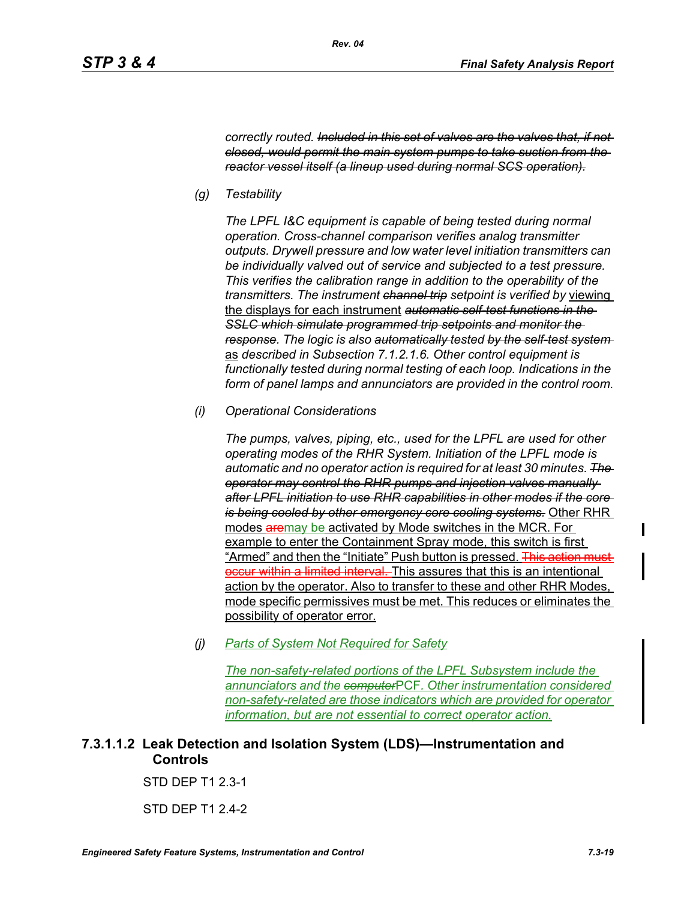*correctly routed. ~~Included in this set of valves are the valves that, if not closed, would permit the main system pumps to take suction from the reactor vessel itself (a lineup used during normal SCS operation).~~*

*(g) Testability*

*The LPFL I&C equipment is capable of being tested during normal operation. Cross-channel comparison verifies analog transmitter outputs. Drywell pressure and low water level initiation transmitters can be individually valved out of service and subjected to a test pressure. This verifies the calibration range in addition to the operability of the transmitters. The instrument ~~channel trip~~ setpoint is verified by* viewing the displays for each instrument *~~automatic self-test functions in the SSLC which simulate programmed trip setpoints and monitor the response~~. The logic is also ~~automatically~~ tested ~~by the self-test system~~* as *described in Subsection 7.1.2.1.6. Other control equipment is functionally tested during normal testing of each loop. Indications in the form of panel lamps and annunciators are provided in the control room.*

*(i) Operational Considerations*

*The pumps, valves, piping, etc., used for the LPFL are used for other operating modes of the RHR System. Initiation of the LPFL mode is automatic and no operator action is required for at least 30 minutes. ~~The operator may control the RHR pumps and injection valves manually after LPFL initiation to use RHR capabilities in other modes if the core is being cooled by other emergency core cooling systems.~~* Other RHR modes ~~are~~may be activated by Mode switches in the MCR. For example to enter the Containment Spray mode, this switch is first "Armed" and then the "Initiate" Push button is pressed. ~~This action must occur within a limited interval.~~ This assures that this is an intentional action by the operator. Also to transfer to these and other RHR Modes, mode specific permissives must be met. This reduces or eliminates the possibility of operator error.

*(j) Parts of System Not Required for Safety*

*The non-safety-related portions of the LPFL Subsystem include the annunciators and the ~~computer~~*PCF*. Other instrumentation considered non-safety-related are those indicators which are provided for operator information, but are not essential to correct operator action.*

### 7.3.1.1.2 Leak Detection and Isolation System (LDS)—Instrumentation and Controls

STD DEP T1 2.3-1

STD DEP T1 2.4-2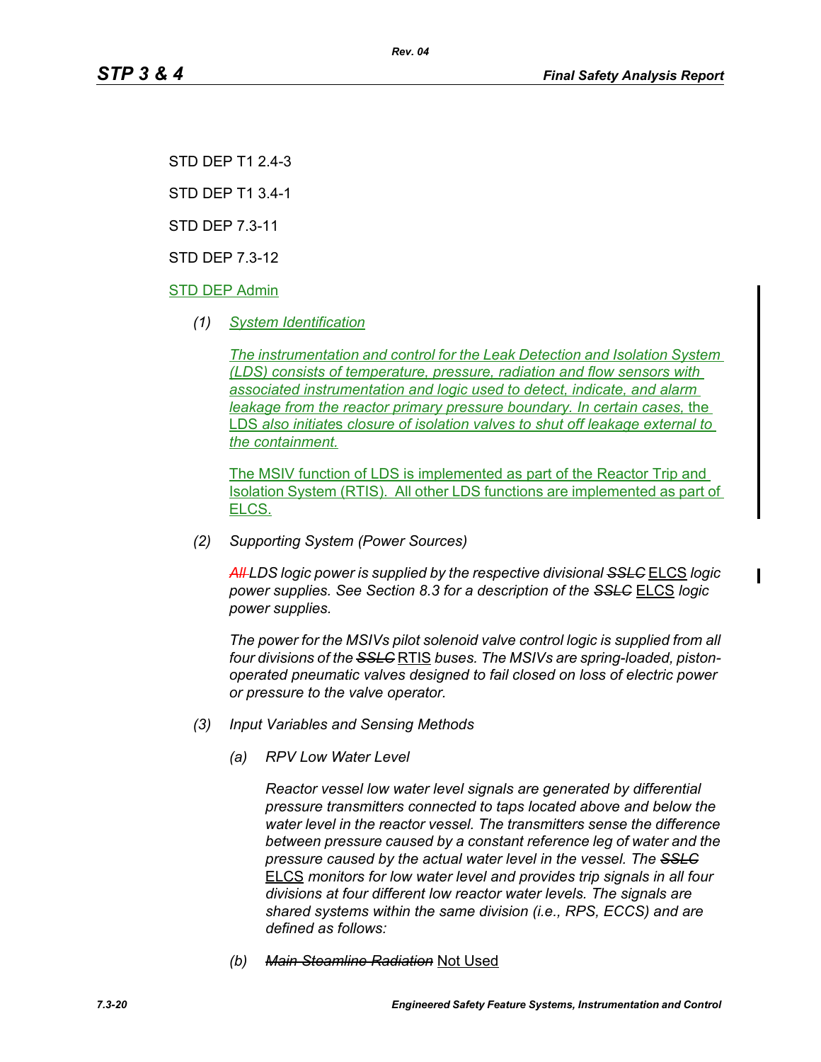STD DEP T1 2.4-3

STD DEP T1 3.4-1

STD DEP 7.3-11

STD DEP 7.3-12

STD DEP Admin

*(1) System Identification*

*The instrumentation and control for the Leak Detection and Isolation System (LDS) consists of temperature, pressure, radiation and flow sensors with associated instrumentation and logic used to detect, indicate, and alarm leakage from the reactor primary pressure boundary. In certain cases, the* LDS *also initiates closure of isolation valves to shut off leakage external to the containment.*

The MSIV function of LDS is implemented as part of the Reactor Trip and Isolation System (RTIS). All other LDS functions are implemented as part of ELCS.

*(2) Supporting System (Power Sources)*

*~~All~~ LDS logic power is supplied by the respective divisional ~~SSLC~~* ELCS *logic power supplies. See Section 8.3 for a description of the ~~SSLC~~* ELCS *logic power supplies.*

*The power for the MSIVs pilot solenoid valve control logic is supplied from all four divisions of the ~~SSLC~~* RTIS *buses. The MSIVs are spring-loaded, piston-operated pneumatic valves designed to fail closed on loss of electric power or pressure to the valve operator.*

*(3) Input Variables and Sensing Methods*

*(a) RPV Low Water Level*

*Reactor vessel low water level signals are generated by differential pressure transmitters connected to taps located above and below the water level in the reactor vessel. The transmitters sense the difference between pressure caused by a constant reference leg of water and the pressure caused by the actual water level in the vessel. The ~~SSLC~~* ELCS *monitors for low water level and provides trip signals in all four divisions at four different low reactor water levels. The signals are shared systems within the same division (i.e., RPS, ECCS) and are defined as follows:*

*(b) ~~Main Steamline Radiation~~* Not Used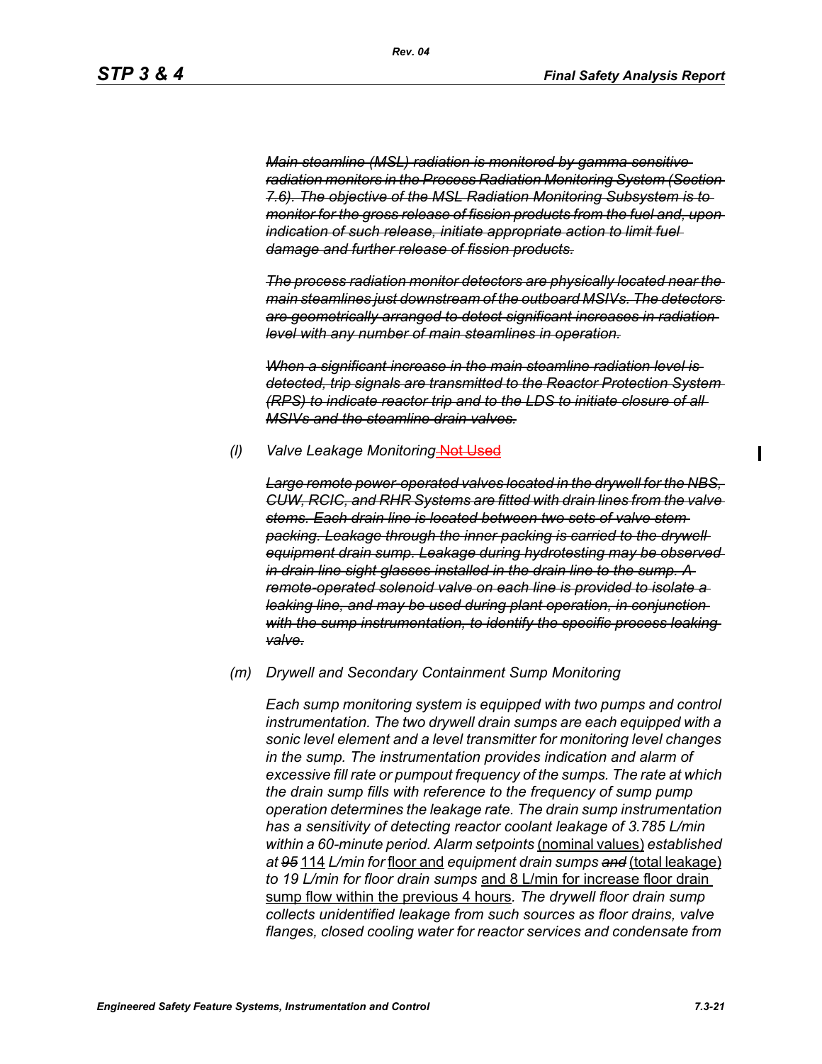~~*Main steamline (MSL) radiation is monitored by gamma sensitive radiation monitors in the Process Radiation Monitoring System (Section 7.6). The objective of the MSL Radiation Monitoring Subsystem is to monitor for the gross release of fission products from the fuel and, upon indication of such release, initiate appropriate action to limit fuel damage and further release of fission products.*~~

~~*The process radiation monitor detectors are physically located near the main steamlines just downstream of the outboard MSIVs. The detectors are geometrically arranged to detect significant increases in radiation level with any number of main steamlines in operation.*~~

~~*When a significant increase in the main steamline radiation level is detected, trip signals are transmitted to the Reactor Protection System (RPS) to indicate reactor trip and to the LDS to initiate closure of all MSIVs and the steamline drain valves.*~~

*(l)* *Valve Leakage Monitoring* ~~Not Used~~

~~*Large remote power-operated valves located in the drywell for the NBS, CUW, RCIC, and RHR Systems are fitted with drain lines from the valve stems. Each drain line is located between two sets of valve stem packing. Leakage through the inner packing is carried to the drywell equipment drain sump. Leakage during hydrotesting may be observed in drain line sight glasses installed in the drain line to the sump. A remote-operated solenoid valve on each line is provided to isolate a leaking line, and may be used during plant operation, in conjunction with the sump instrumentation, to identify the specific process leaking valve.*~~

*(m)* *Drywell and Secondary Containment Sump Monitoring*

*Each sump monitoring system is equipped with two pumps and control instrumentation. The two drywell drain sumps are each equipped with a sonic level element and a level transmitter for monitoring level changes in the sump. The instrumentation provides indication and alarm of excessive fill rate or pumpout frequency of the sumps. The rate at which the drain sump fills with reference to the frequency of sump pump operation determines the leakage rate. The drain sump instrumentation has a sensitivity of detecting reactor coolant leakage of 3.785 L/min within a 60-minute period. Alarm setpoints* (nominal values) *established at ~~95~~* 114 *L/min for* floor and *equipment drain sumps ~~and~~* (total leakage) *to 19 L/min for floor drain sumps* and 8 L/min for increase floor drain sump flow within the previous 4 hours*. The drywell floor drain sump collects unidentified leakage from such sources as floor drains, valve flanges, closed cooling water for reactor services and condensate from*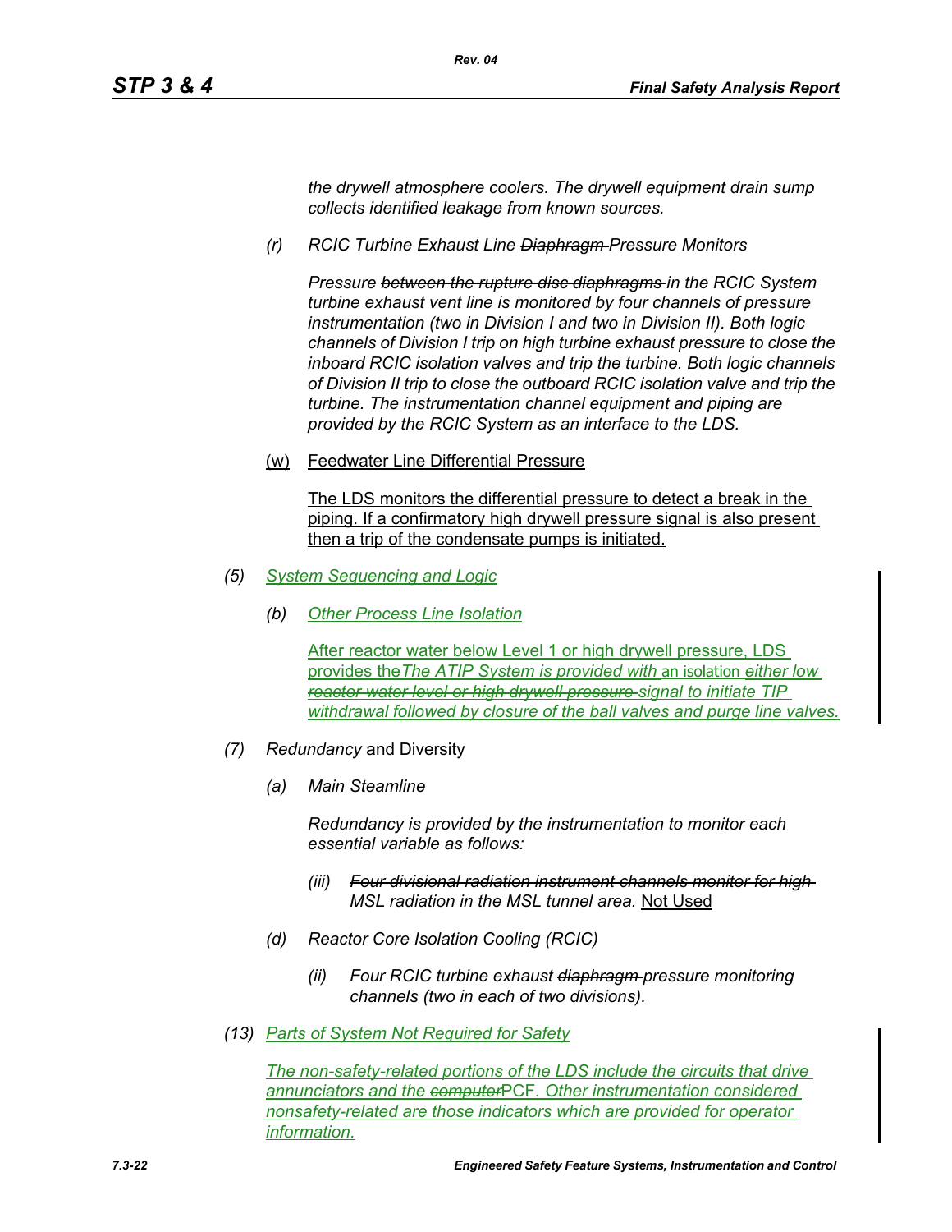*the drywell atmosphere coolers. The drywell equipment drain sump collects identified leakage from known sources.*

*(r) RCIC Turbine Exhaust Line ~~Diaphragm~~ Pressure Monitors*

*Pressure ~~between the rupture disc diaphragms~~ in the RCIC System turbine exhaust vent line is monitored by four channels of pressure instrumentation (two in Division I and two in Division II). Both logic channels of Division I trip on high turbine exhaust pressure to close the inboard RCIC isolation valves and trip the turbine. Both logic channels of Division II trip to close the outboard RCIC isolation valve and trip the turbine. The instrumentation channel equipment and piping are provided by the RCIC System as an interface to the LDS.*

(w) Feedwater Line Differential Pressure

The LDS monitors the differential pressure to detect a break in the piping. If a confirmatory high drywell pressure signal is also present then a trip of the condensate pumps is initiated.

*(5) System Sequencing and Logic*

*(b) Other Process Line Isolation*

After reactor water below Level 1 or high drywell pressure, LDS provides the *~~The~~ ATIP System ~~is provided~~ with* an isolation *~~either low reactor water level or high drywell pressure~~ signal to initiate TIP withdrawal followed by closure of the ball valves and purge line valves.*

*(7) Redundancy* and Diversity

*(a) Main Steamline*

*Redundancy is provided by the instrumentation to monitor each essential variable as follows:*

*(iii) ~~Four divisional radiation instrument channels monitor for high MSL radiation in the MSL tunnel area.~~* Not Used

*(d) Reactor Core Isolation Cooling (RCIC)*

*(ii) Four RCIC turbine exhaust ~~diaphragm~~ pressure monitoring channels (two in each of two divisions).*

*(13) Parts of System Not Required for Safety*

*The non-safety-related portions of the LDS include the circuits that drive annunciators and the ~~computer~~*PCF*. Other instrumentation considered nonsafety-related are those indicators which are provided for operator information.*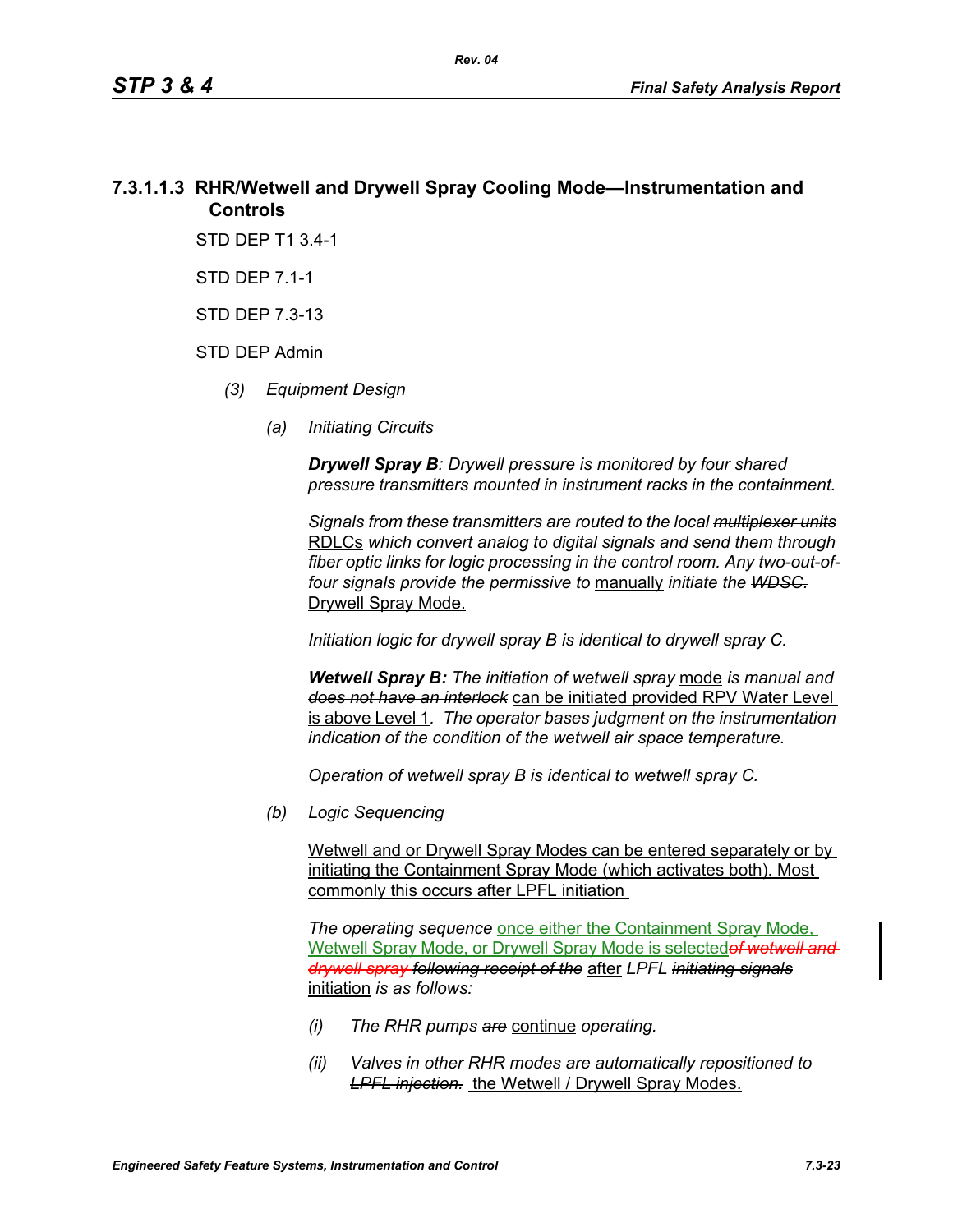### 7.3.1.1.3 RHR/Wetwell and Drywell Spray Cooling Mode—Instrumentation and Controls

STD DEP T1 3.4-1

STD DEP 7.1-1

STD DEP 7.3-13

STD DEP Admin

*(3) Equipment Design*

*(a) Initiating Circuits*

***Drywell Spray B**: Drywell pressure is monitored by four shared pressure transmitters mounted in instrument racks in the containment.*

*Signals from these transmitters are routed to the local ~~multiplexer units~~* RDLCs *which convert analog to digital signals and send them through fiber optic links for logic processing in the control room. Any two-out-of-four signals provide the permissive to* manually *initiate the ~~WDSC.~~* Drywell Spray Mode.

*Initiation logic for drywell spray B is identical to drywell spray C.*

***Wetwell Spray B:** The initiation of wetwell spray* mode *is manual and ~~does not have an interlock~~* can be initiated provided RPV Water Level is above Level 1*. The operator bases judgment on the instrumentation indication of the condition of the wetwell air space temperature.*

*Operation of wetwell spray B is identical to wetwell spray C.*

*(b) Logic Sequencing*

Wetwell and or Drywell Spray Modes can be entered separately or by initiating the Containment Spray Mode (which activates both). Most commonly this occurs after LPFL initiation

*The operating sequence* once either the Containment Spray Mode, Wetwell Spray Mode, or Drywell Spray Mode is selected*~~of wetwell and drywell spray following receipt of the~~* after *LPFL ~~initiating signals~~* initiation *is as follows:*

*(i) The RHR pumps ~~are~~* continue *operating.*

*(ii) Valves in other RHR modes are automatically repositioned to ~~LPFL injection.~~* the Wetwell / Drywell Spray Modes.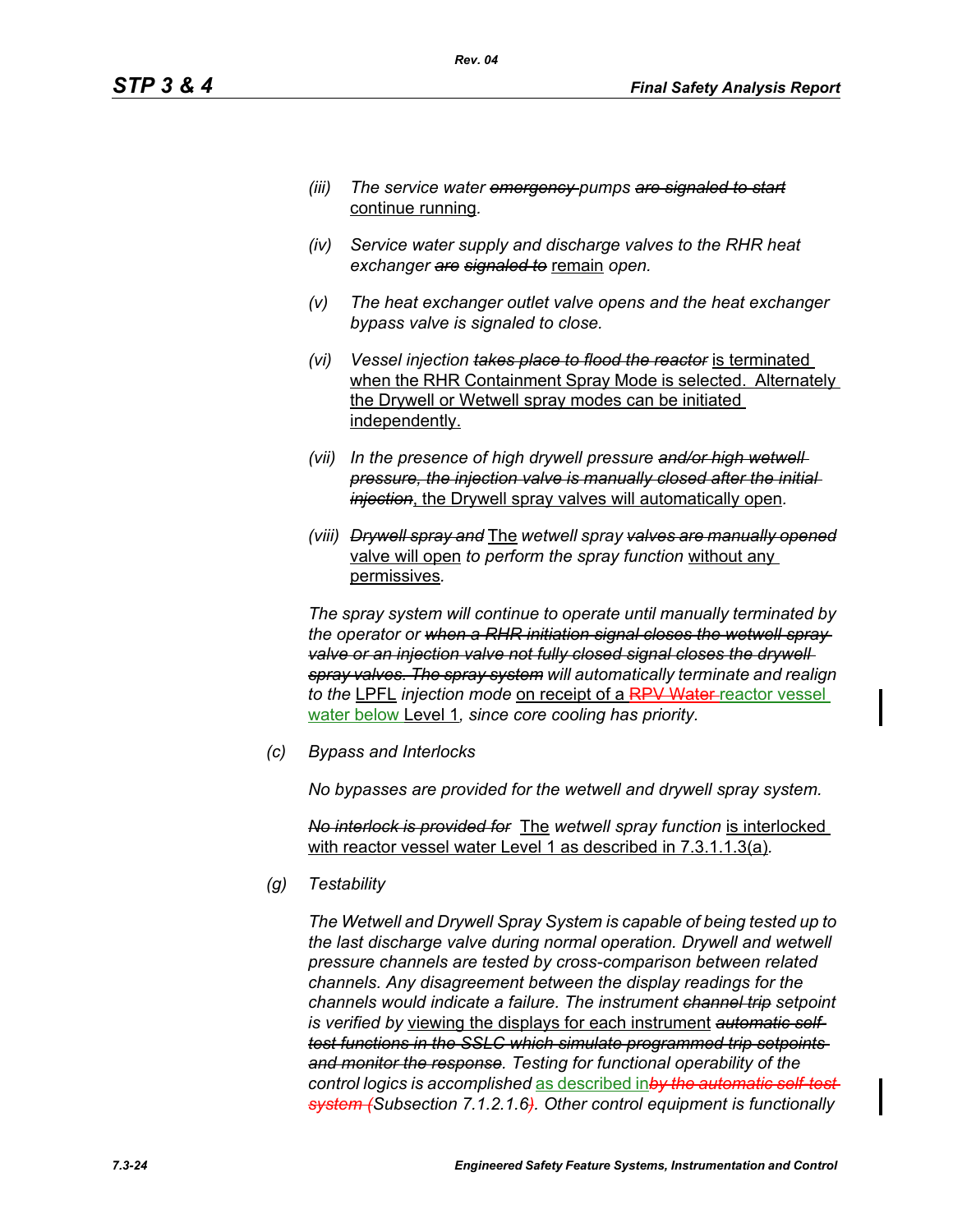*(iii) The service water ~~emergency~~ pumps ~~are signaled to start~~* continue running*.*

*(iv) Service water supply and discharge valves to the RHR heat exchanger ~~are signaled to~~* remain *open.*

*(v) The heat exchanger outlet valve opens and the heat exchanger bypass valve is signaled to close.*

*(vi) Vessel injection ~~takes place to flood the reactor~~* is terminated when the RHR Containment Spray Mode is selected. Alternately the Drywell or Wetwell spray modes can be initiated independently.

*(vii) In the presence of high drywell pressure ~~and/or high wetwell pressure, the injection valve is manually closed after the initial injection~~*, the Drywell spray valves will automatically open*.*

*(viii) ~~Drywell spray and~~* The *wetwell spray ~~valves are manually opened~~* valve will open *to perform the spray function* without any permissives*.*

*The spray system will continue to operate until manually terminated by the operator or ~~when a RHR initiation signal closes the wetwell spray valve or an injection valve not fully closed signal closes the drywell spray valves. The spray system~~ will automatically terminate and realign to the* LPFL *injection mode* on receipt of a ~~RPV Water~~ reactor vessel water below Level 1*, since core cooling has priority.*

*(c) Bypass and Interlocks*

*No bypasses are provided for the wetwell and drywell spray system.*

*~~No interlock is provided for~~* The *wetwell spray function* is interlocked with reactor vessel water Level 1 as described in 7.3.1.1.3(a)*.*

*(g) Testability*

*The Wetwell and Drywell Spray System is capable of being tested up to the last discharge valve during normal operation. Drywell and wetwell pressure channels are tested by cross-comparison between related channels. Any disagreement between the display readings for the channels would indicate a failure. The instrument ~~channel trip~~ setpoint is verified by* viewing the displays for each instrument *~~automatic self-test functions in the SSLC which simulate programmed trip setpoints and monitor the response~~. Testing for functional operability of the control logics is accomplished* as described in*~~by the automatic self-test system (~~Subsection 7.1.2.1.6~~)~~. Other control equipment is functionally*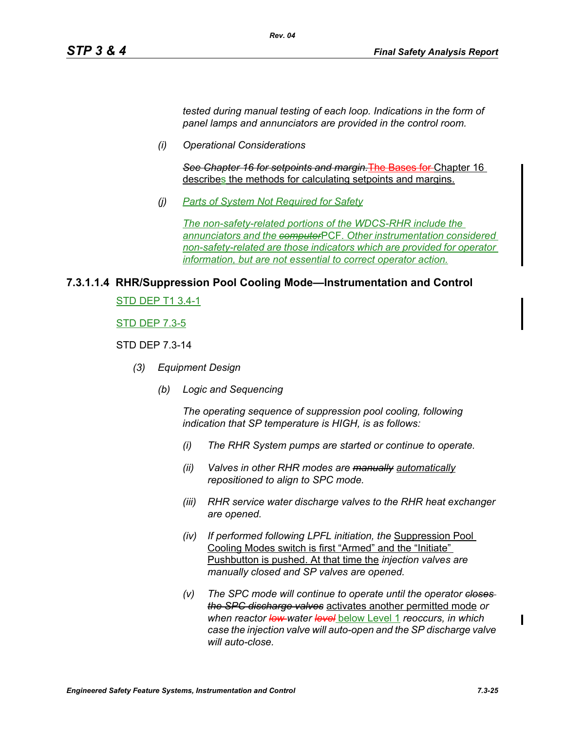*tested during manual testing of each loop. Indications in the form of panel lamps and annunciators are provided in the control room.*

*(i) Operational Considerations*

~~*See Chapter 16 for setpoints and margin.*~~~~The Bases for~~ Chapter 16 describes the methods for calculating setpoints and margins.

*(j) Parts of System Not Required for Safety*

*The non-safety-related portions of the WDCS-RHR include the annunciators and the* ~~*computer*~~PCF*. Other instrumentation considered non-safety-related are those indicators which are provided for operator information, but are not essential to correct operator action.*

### 7.3.1.1.4 RHR/Suppression Pool Cooling Mode—Instrumentation and Control

STD DEP T1 3.4-1

STD DEP 7.3-5

STD DEP 7.3-14

*(3) Equipment Design*

*(b) Logic and Sequencing*

*The operating sequence of suppression pool cooling, following indication that SP temperature is HIGH, is as follows:*

*(i) The RHR System pumps are started or continue to operate.*

*(ii) Valves in other RHR modes are* ~~*manually*~~ *automatically repositioned to align to SPC mode.*

*(iii) RHR service water discharge valves to the RHR heat exchanger are opened.*

*(iv) If performed following LPFL initiation, the* Suppression Pool Cooling Modes switch is first "Armed" and the "Initiate" Pushbutton is pushed. At that time the *injection valves are manually closed and SP valves are opened.*

*(v) The SPC mode will continue to operate until the operator* ~~*closes the SPC discharge valves*~~ activates another permitted mode *or when reactor* ~~*low*~~ *water* ~~*level*~~ below Level 1 *reoccurs, in which case the injection valve will auto-open and the SP discharge valve will auto-close.*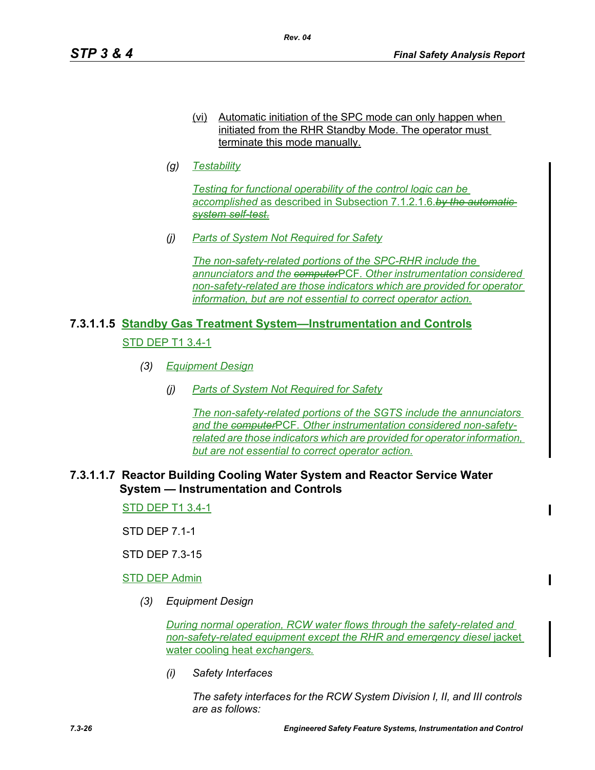(vi) Automatic initiation of the SPC mode can only happen when initiated from the RHR Standby Mode. The operator must terminate this mode manually.

*(g) Testability*

*Testing for functional operability of the control logic can be accomplished* as described in Subsection 7.1.2.1.6.~~*by the automatic system self-test.*~~

*(j) Parts of System Not Required for Safety*

*The non-safety-related portions of the SPC-RHR include the annunciators and the* ~~*computer*~~PCF*. Other instrumentation considered non-safety-related are those indicators which are provided for operator information, but are not essential to correct operator action.*

### 7.3.1.1.5 Standby Gas Treatment System—Instrumentation and Controls

STD DEP T1 3.4-1

*(3) Equipment Design*

*(j) Parts of System Not Required for Safety*

*The non-safety-related portions of the SGTS include the annunciators and the* ~~*computer*~~PCF*. Other instrumentation considered non-safety-related are those indicators which are provided for operator information, but are not essential to correct operator action.*

### 7.3.1.1.7 Reactor Building Cooling Water System and Reactor Service Water System — Instrumentation and Controls

STD DEP T1 3.4-1

STD DEP 7.1-1

STD DEP 7.3-15

STD DEP Admin

*(3) Equipment Design*

*During normal operation, RCW water flows through the safety-related and non-safety-related equipment except the RHR and emergency diesel* jacket water cooling heat *exchangers.*

*(i) Safety Interfaces*

*The safety interfaces for the RCW System Division I, II, and III controls are as follows:*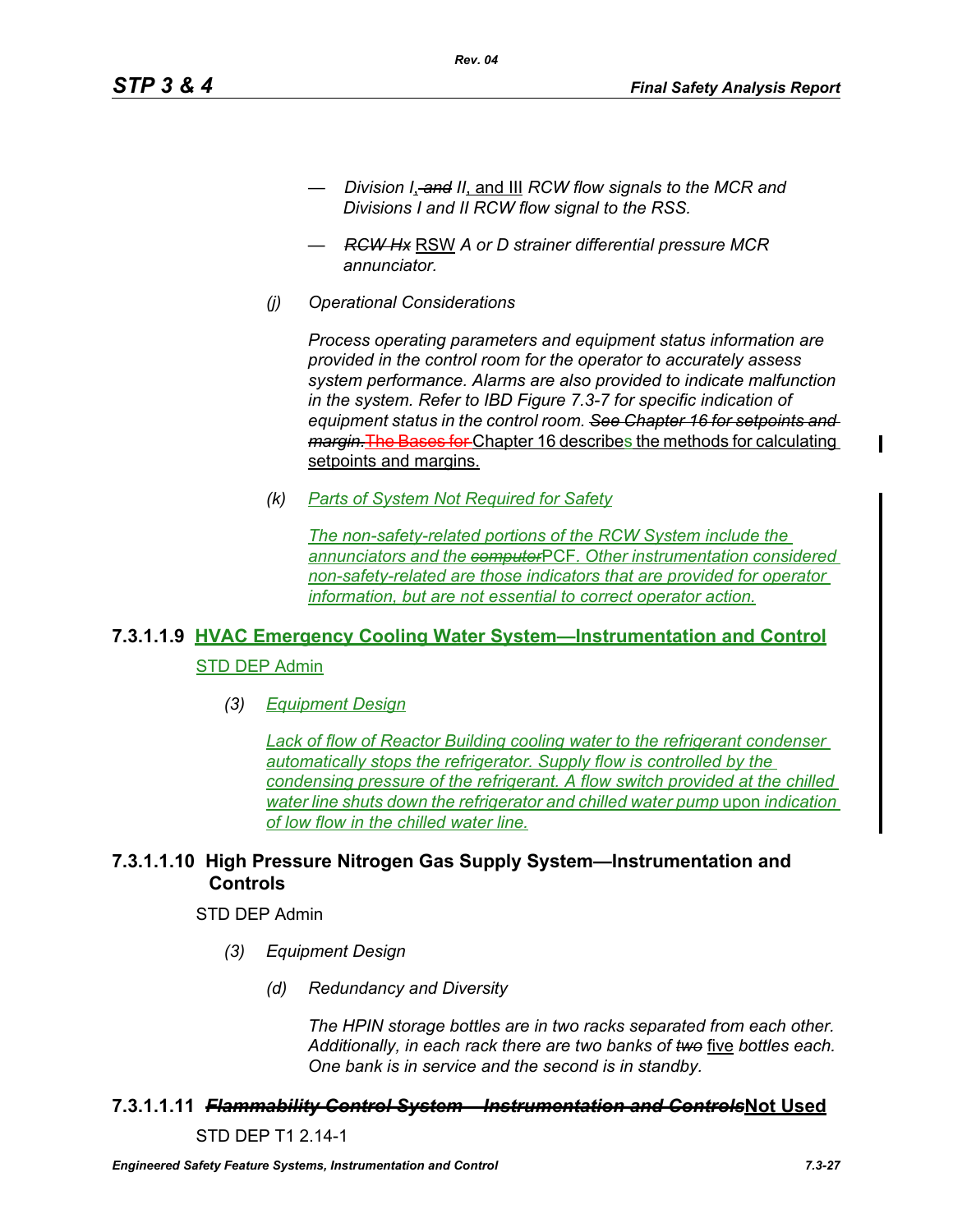— *Division I*, ~~*and*~~ *II*, and III *RCW flow signals to the MCR and Divisions I and II RCW flow signal to the RSS.*

— ~~*RCW Hx*~~ RSW *A or D strainer differential pressure MCR annunciator.*

*(j)* *Operational Considerations*

*Process operating parameters and equipment status information are provided in the control room for the operator to accurately assess system performance. Alarms are also provided to indicate malfunction in the system. Refer to IBD Figure 7.3-7 for specific indication of equipment status in the control room.* ~~*See Chapter 16 for setpoints and margin.*~~ ~~The Bases for~~ Chapter 16 describes the methods for calculating setpoints and margins.

*(k)* *Parts of System Not Required for Safety*

*The non-safety-related portions of the RCW System include the annunciators and the* ~~*computer*~~PCF*. Other instrumentation considered non-safety-related are those indicators that are provided for operator information, but are not essential to correct operator action.*

### 7.3.1.1.9 HVAC Emergency Cooling Water System—Instrumentation and Control

STD DEP Admin

*(3)* *Equipment Design*

*Lack of flow of Reactor Building cooling water to the refrigerant condenser automatically stops the refrigerator. Supply flow is controlled by the condensing pressure of the refrigerant. A flow switch provided at the chilled water line shuts down the refrigerator and chilled water pump* upon *indication of low flow in the chilled water line.*

### 7.3.1.1.10 High Pressure Nitrogen Gas Supply System—Instrumentation and Controls

STD DEP Admin

*(3)* *Equipment Design*

*(d)* *Redundancy and Diversity*

*The HPIN storage bottles are in two racks separated from each other. Additionally, in each rack there are two banks of* ~~*two*~~ five *bottles each. One bank is in service and the second is in standby.*

### 7.3.1.1.11 ~~*Flammability Control System—Instrumentation and Controls*~~ Not Used

STD DEP T1 2.14-1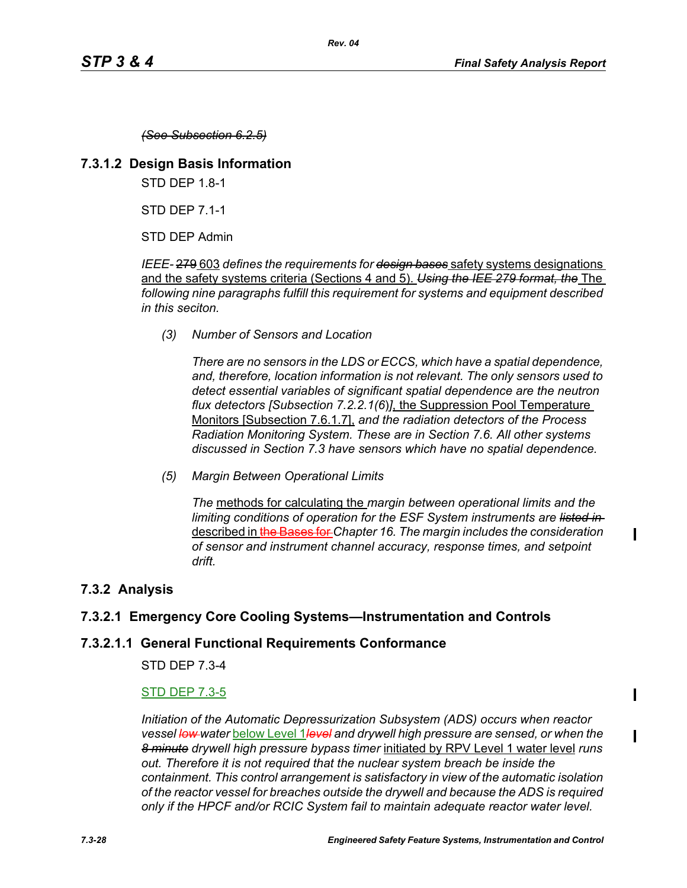~~*(See Subsection 6.2.5)*~~

### 7.3.1.2 Design Basis Information

STD DEP 1.8-1

STD DEP 7.1-1

STD DEP Admin

*IEEE-* ~~279~~ 603 *defines the requirements for* ~~*design bases*~~ safety systems designations and the safety systems criteria (Sections 4 and 5). ~~*Using the IEE 279 format, the*~~ The *following nine paragraphs fulfill this requirement for systems and equipment described in this seciton.*

*(3) Number of Sensors and Location*

*There are no sensors in the LDS or ECCS, which have a spatial dependence, and, therefore, location information is not relevant. The only sensors used to detect essential variables of significant spatial dependence are the neutron flux detectors [Subsection 7.2.2.1(6)]*, the Suppression Pool Temperature Monitors [Subsection 7.6.1.7], *and the radiation detectors of the Process Radiation Monitoring System. These are in Section 7.6. All other systems discussed in Section 7.3 have sensors which have no spatial dependence.*

*(5) Margin Between Operational Limits*

*The* methods for calculating the *margin between operational limits and the limiting conditions of operation for the ESF System instruments are* ~~*listed in*~~ described in ~~the Bases for~~ *Chapter 16. The margin includes the consideration of sensor and instrument channel accuracy, response times, and setpoint drift.*

## 7.3.2 Analysis

### 7.3.2.1 Emergency Core Cooling Systems—Instrumentation and Controls

### 7.3.2.1.1 General Functional Requirements Conformance

STD DEP 7.3-4

STD DEP 7.3-5

*Initiation of the Automatic Depressurization Subsystem (ADS) occurs when reactor vessel* ~~*low*~~ *water* below Level 1~~*level*~~ *and drywell high pressure are sensed, or when the* ~~*8 minute*~~ *drywell high pressure bypass timer* initiated by RPV Level 1 water level *runs out. Therefore it is not required that the nuclear system breach be inside the containment. This control arrangement is satisfactory in view of the automatic isolation of the reactor vessel for breaches outside the drywell and because the ADS is required only if the HPCF and/or RCIC System fail to maintain adequate reactor water level.*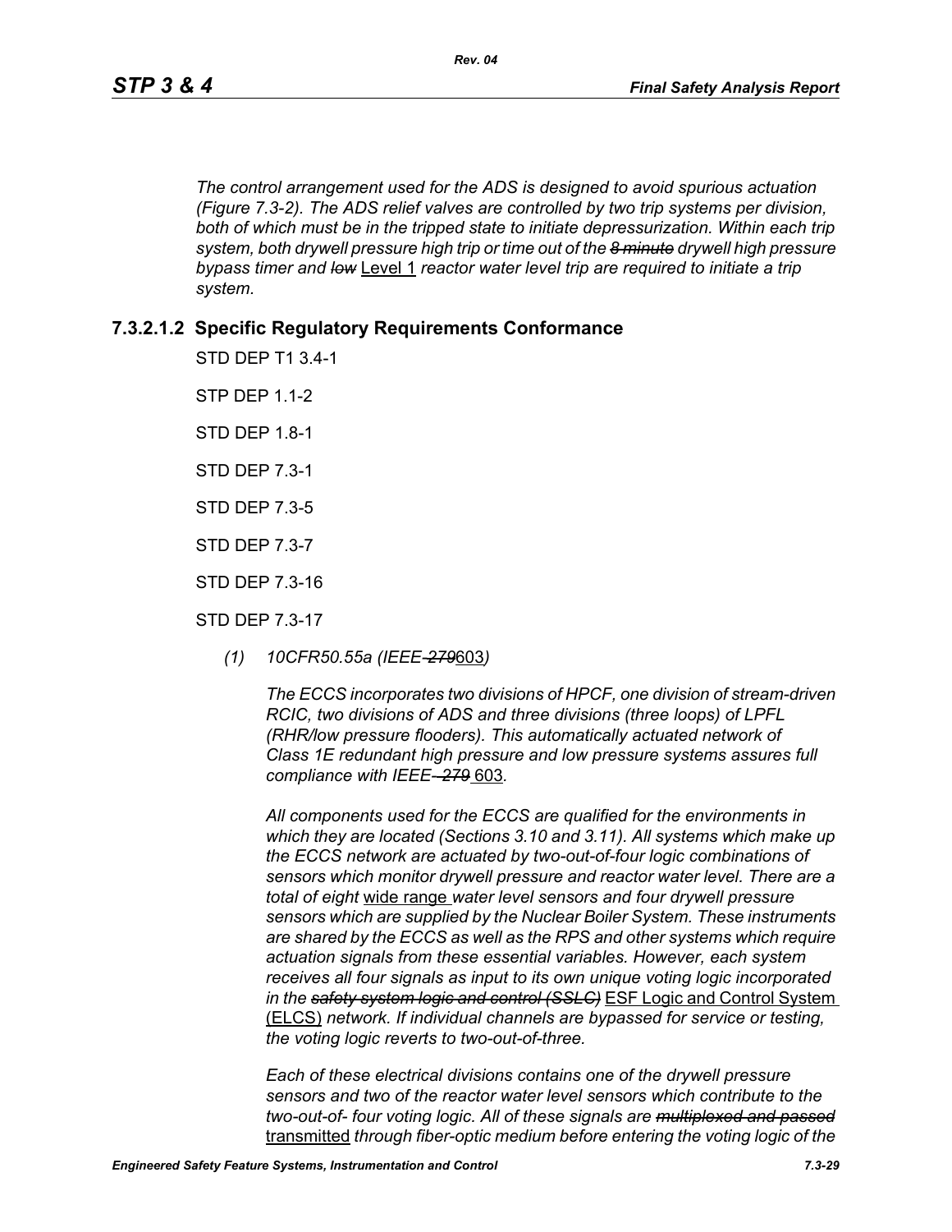*The control arrangement used for the ADS is designed to avoid spurious actuation (Figure 7.3-2). The ADS relief valves are controlled by two trip systems per division, both of which must be in the tripped state to initiate depressurization. Within each trip system, both drywell pressure high trip or time out of the* ~~*8 minute*~~ *drywell high pressure bypass timer and* ~~*low*~~ Level 1 *reactor water level trip are required to initiate a trip system.*

### 7.3.2.1.2 Specific Regulatory Requirements Conformance

STD DEP T1 3.4-1

STP DEP 1.1-2

STD DEP 1.8-1

STD DEP 7.3-1

STD DEP 7.3-5

STD DEP 7.3-7

STD DEP 7.3-16

STD DEP 7.3-17

*(1) 10CFR50.55a (IEEE* ~~*-279*~~603*)*

*The ECCS incorporates two divisions of HPCF, one division of stream-driven RCIC, two divisions of ADS and three divisions (three loops) of LPFL (RHR/low pressure flooders). This automatically actuated network of Class 1E redundant high pressure and low pressure systems assures full compliance with IEEE* ~~*-279*~~ 603*.*

*All components used for the ECCS are qualified for the environments in which they are located (Sections 3.10 and 3.11). All systems which make up the ECCS network are actuated by two-out-of-four logic combinations of sensors which monitor drywell pressure and reactor water level. There are a total of eight* wide range *water level sensors and four drywell pressure sensors which are supplied by the Nuclear Boiler System. These instruments are shared by the ECCS as well as the RPS and other systems which require actuation signals from these essential variables. However, each system receives all four signals as input to its own unique voting logic incorporated in the* ~~*safety system logic and control (SSLC)*~~ ESF Logic and Control System (ELCS) *network. If individual channels are bypassed for service or testing, the voting logic reverts to two-out-of-three.*

*Each of these electrical divisions contains one of the drywell pressure sensors and two of the reactor water level sensors which contribute to the two-out-of- four voting logic. All of these signals are* ~~*multiplexed and passed*~~ transmitted *through fiber-optic medium before entering the voting logic of the*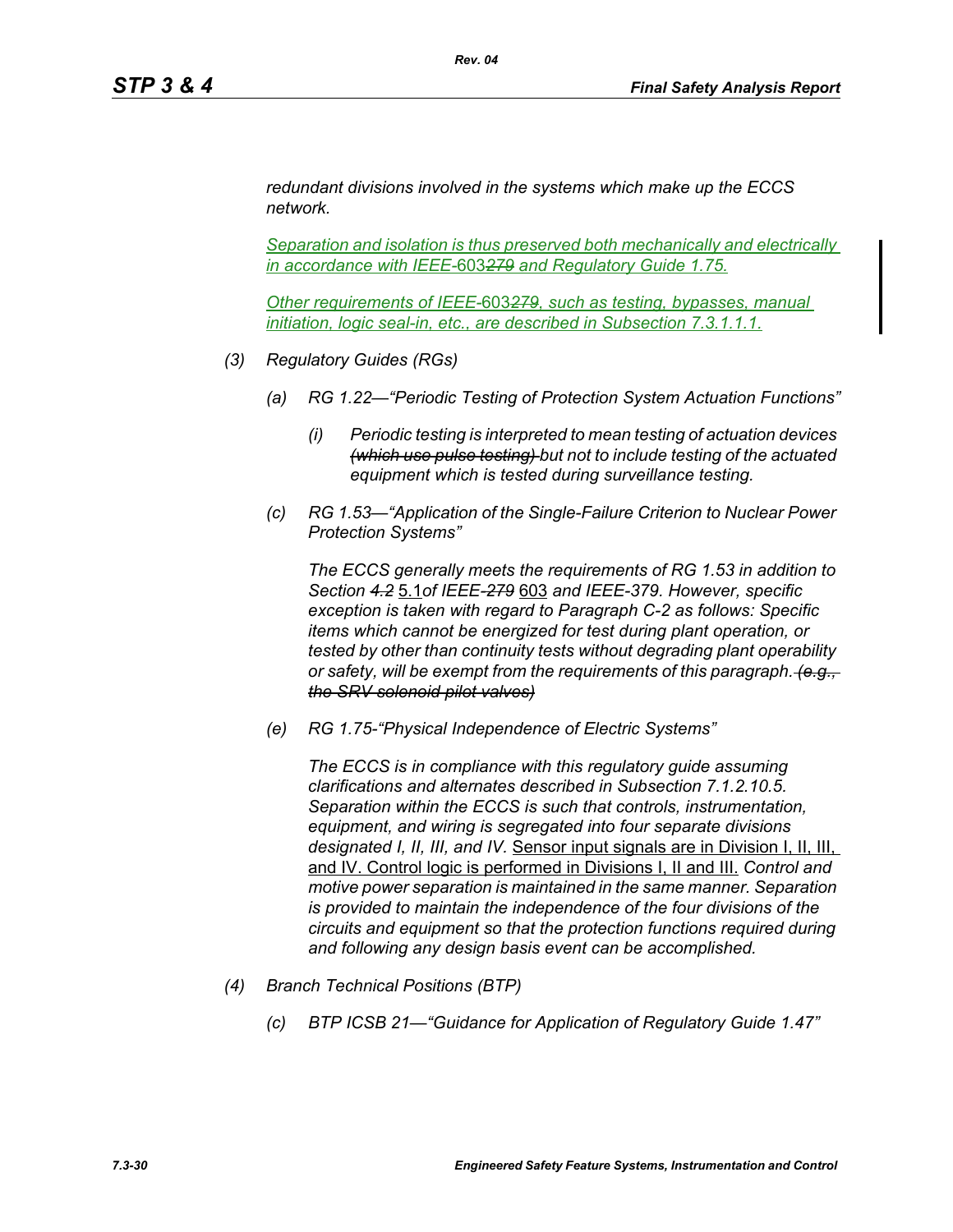*redundant divisions involved in the systems which make up the ECCS network.*

*Separation and isolation is thus preserved both mechanically and electrically in accordance with IEEE-603~~279~~ and Regulatory Guide 1.75.*

*Other requirements of IEEE-603~~279~~, such as testing, bypasses, manual initiation, logic seal-in, etc., are described in Subsection 7.3.1.1.1.*

*(3) Regulatory Guides (RGs)*

*(a) RG 1.22—"Periodic Testing of Protection System Actuation Functions"*

*(i) Periodic testing is interpreted to mean testing of actuation devices ~~(which use pulse testing)~~ but not to include testing of the actuated equipment which is tested during surveillance testing.*

*(c) RG 1.53—"Application of the Single-Failure Criterion to Nuclear Power Protection Systems"*

*The ECCS generally meets the requirements of RG 1.53 in addition to Section ~~4.2~~* 5.1 *of IEEE-~~279~~* 603 *and IEEE-379. However, specific exception is taken with regard to Paragraph C-2 as follows: Specific items which cannot be energized for test during plant operation, or tested by other than continuity tests without degrading plant operability or safety, will be exempt from the requirements of this paragraph. ~~(e.g., the SRV solenoid pilot valves)~~*

*(e) RG 1.75-"Physical Independence of Electric Systems"*

*The ECCS is in compliance with this regulatory guide assuming clarifications and alternates described in Subsection 7.1.2.10.5. Separation within the ECCS is such that controls, instrumentation, equipment, and wiring is segregated into four separate divisions designated I, II, III, and IV.* Sensor input signals are in Division I, II, III, and IV. Control logic is performed in Divisions I, II and III. *Control and motive power separation is maintained in the same manner. Separation is provided to maintain the independence of the four divisions of the circuits and equipment so that the protection functions required during and following any design basis event can be accomplished.*

*(4) Branch Technical Positions (BTP)*

*(c) BTP ICSB 21—"Guidance for Application of Regulatory Guide 1.47"*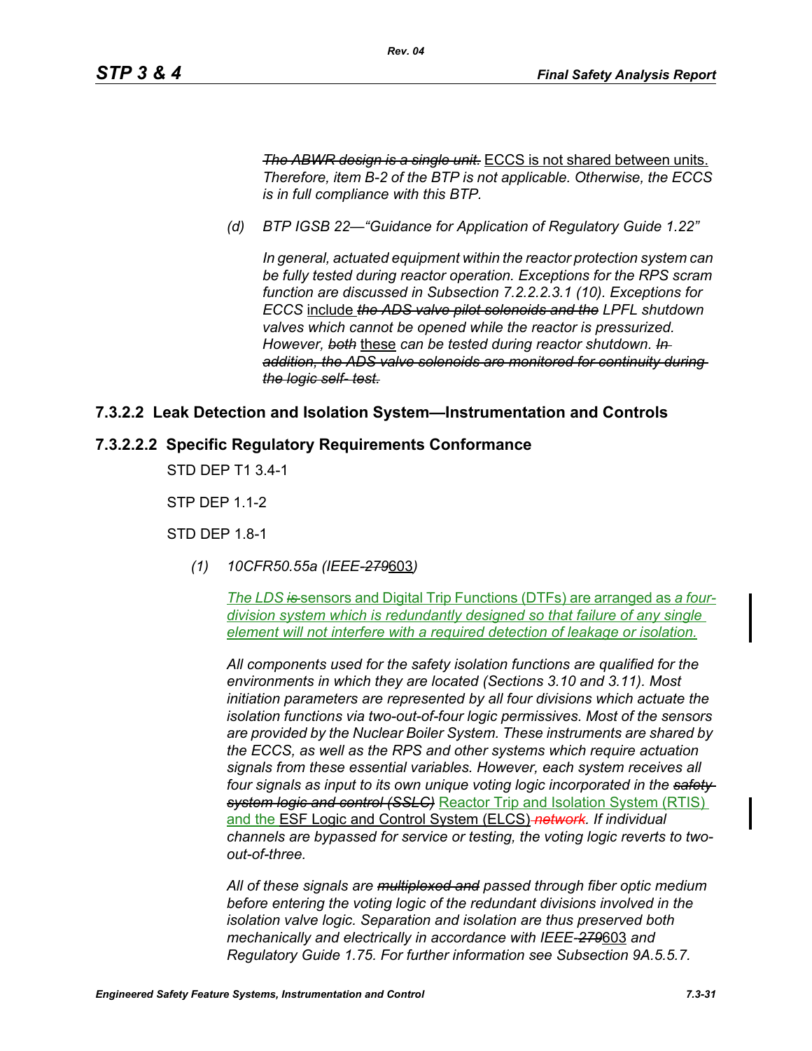*~~The ABWR design is a single unit.~~* ECCS is not shared between units. *Therefore, item B-2 of the BTP is not applicable. Otherwise, the ECCS is in full compliance with this BTP.*

*(d) BTP IGSB 22—"Guidance for Application of Regulatory Guide 1.22"*

*In general, actuated equipment within the reactor protection system can be fully tested during reactor operation. Exceptions for the RPS scram function are discussed in Subsection 7.2.2.2.3.1 (10). Exceptions for ECCS* include *~~the ADS valve pilot solenoids and the~~ LPFL shutdown valves which cannot be opened while the reactor is pressurized. However, ~~both~~* these *can be tested during reactor shutdown. ~~In addition, the ADS valve solenoids are monitored for continuity during the logic self- test.~~*

## 7.3.2.2 Leak Detection and Isolation System—Instrumentation and Controls

## 7.3.2.2.2 Specific Regulatory Requirements Conformance

STD DEP T1 3.4-1

STP DEP 1.1-2

STD DEP 1.8-1

*(1) 10CFR50.55a (IEEE-~~279~~*603*)*

*The LDS ~~is~~* sensors and Digital Trip Functions (DTFs) are arranged as *a four-division system which is redundantly designed so that failure of any single element will not interfere with a required detection of leakage or isolation.*

*All components used for the safety isolation functions are qualified for the environments in which they are located (Sections 3.10 and 3.11). Most initiation parameters are represented by all four divisions which actuate the isolation functions via two-out-of-four logic permissives. Most of the sensors are provided by the Nuclear Boiler System. These instruments are shared by the ECCS, as well as the RPS and other systems which require actuation signals from these essential variables. However, each system receives all four signals as input to its own unique voting logic incorporated in the ~~safety system logic and control (SSLC)~~* Reactor Trip and Isolation System (RTIS) and the ESF Logic and Control System (ELCS) *~~network~~. If individual channels are bypassed for service or testing, the voting logic reverts to two-out-of-three.*

*All of these signals are ~~multiplexed and~~ passed through fiber optic medium before entering the voting logic of the redundant divisions involved in the isolation valve logic. Separation and isolation are thus preserved both mechanically and electrically in accordance with IEEE-~~279~~*603 *and Regulatory Guide 1.75. For further information see Subsection 9A.5.5.7.*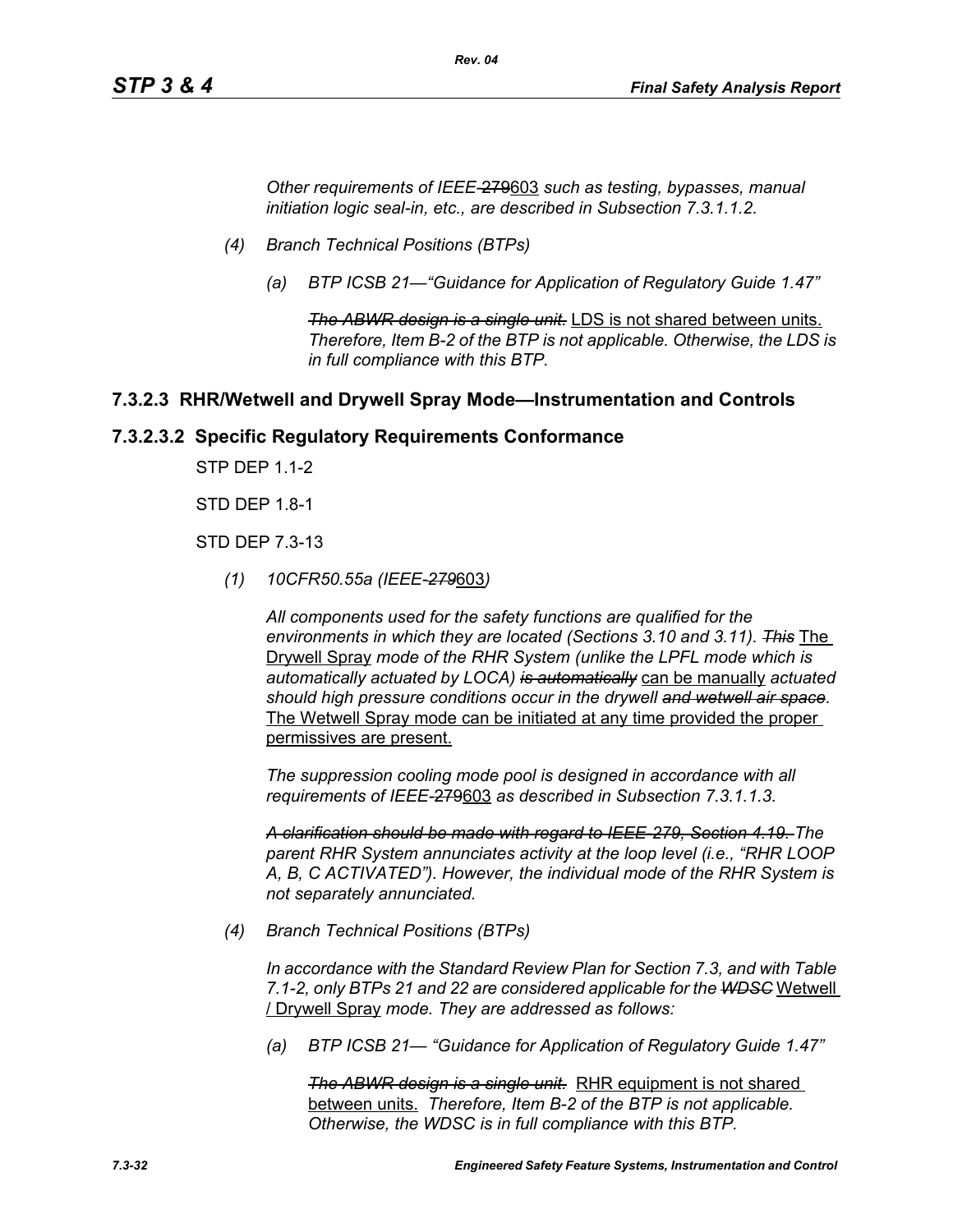*Other requirements of IEEE-~~279~~603 such as testing, bypasses, manual initiation logic seal-in, etc., are described in Subsection 7.3.1.1.2.*

*(4) Branch Technical Positions (BTPs)*

*(a) BTP ICSB 21—"Guidance for Application of Regulatory Guide 1.47"*

~~*The ABWR design is a single unit.*~~ LDS is not shared between units. *Therefore, Item B-2 of the BTP is not applicable. Otherwise, the LDS is in full compliance with this BTP.*

### 7.3.2.3 RHR/Wetwell and Drywell Spray Mode—Instrumentation and Controls

### 7.3.2.3.2 Specific Regulatory Requirements Conformance

STP DEP 1.1-2

STD DEP 1.8-1

STD DEP 7.3-13

*(1) 10CFR50.55a (IEEE-~~279~~603)*

*All components used for the safety functions are qualified for the environments in which they are located (Sections 3.10 and 3.11).* ~~*This*~~ The Drywell Spray *mode of the RHR System (unlike the LPFL mode which is automatically actuated by LOCA)* ~~*is automatically*~~ can be manually *actuated should high pressure conditions occur in the drywell* ~~*and wetwell air space*~~. The Wetwell Spray mode can be initiated at any time provided the proper permissives are present.

*The suppression cooling mode pool is designed in accordance with all requirements of IEEE-~~279~~603 as described in Subsection 7.3.1.1.3.*

~~*A clarification should be made with regard to IEEE-279, Section 4.19.*~~ *The parent RHR System annunciates activity at the loop level (i.e., "RHR LOOP A, B, C ACTIVATED"). However, the individual mode of the RHR System is not separately annunciated.*

*(4) Branch Technical Positions (BTPs)*

*In accordance with the Standard Review Plan for Section 7.3, and with Table 7.1-2, only BTPs 21 and 22 are considered applicable for the* ~~*WDSC*~~ Wetwell / Drywell Spray *mode. They are addressed as follows:*

*(a) BTP ICSB 21— "Guidance for Application of Regulatory Guide 1.47"*

~~*The ABWR design is a single unit.*~~ RHR equipment is not shared between units. *Therefore, Item B-2 of the BTP is not applicable. Otherwise, the WDSC is in full compliance with this BTP.*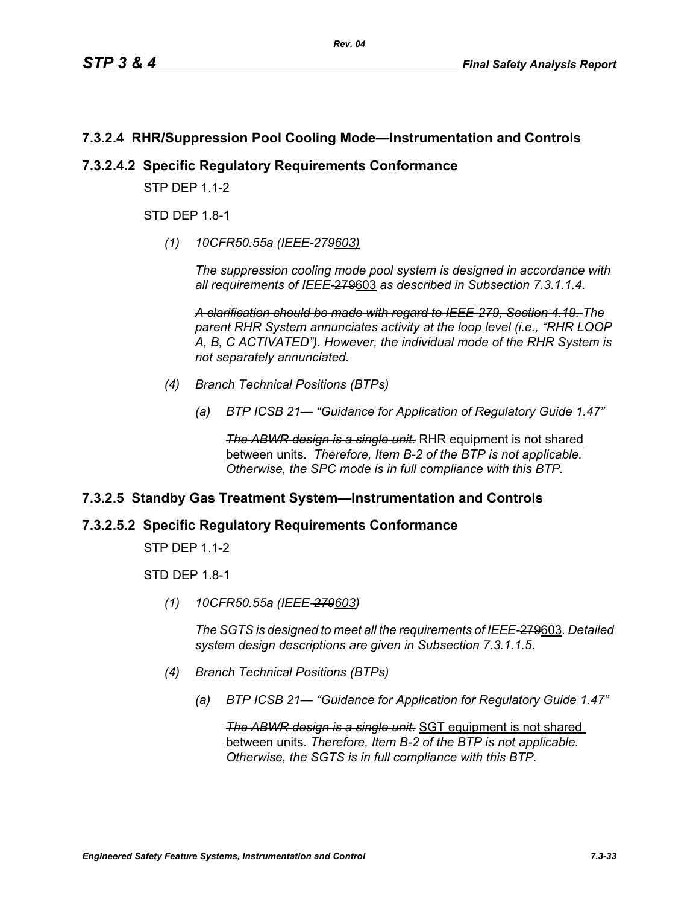### 7.3.2.4 RHR/Suppression Pool Cooling Mode—Instrumentation and Controls

### 7.3.2.4.2 Specific Regulatory Requirements Conformance

STP DEP 1.1-2

STD DEP 1.8-1

*(1) 10CFR50.55a (IEEE-~~279~~603)*

*The suppression cooling mode pool system is designed in accordance with all requirements of IEEE-~~279~~603 as described in Subsection 7.3.1.1.4.*

*~~A clarification should be made with regard to IEEE-279, Section 4.19.~~ The parent RHR System annunciates activity at the loop level (i.e., "RHR LOOP A, B, C ACTIVATED"). However, the individual mode of the RHR System is not separately annunciated.*

*(4) Branch Technical Positions (BTPs)*

*(a) BTP ICSB 21— "Guidance for Application of Regulatory Guide 1.47"*

*~~The ABWR design is a single unit.~~* RHR equipment is not shared between units. *Therefore, Item B-2 of the BTP is not applicable. Otherwise, the SPC mode is in full compliance with this BTP.*

### 7.3.2.5 Standby Gas Treatment System—Instrumentation and Controls

### 7.3.2.5.2 Specific Regulatory Requirements Conformance

STP DEP 1.1-2

STD DEP 1.8-1

*(1) 10CFR50.55a (IEEE-~~279~~603)*

*The SGTS is designed to meet all the requirements of IEEE-~~279~~603. Detailed system design descriptions are given in Subsection 7.3.1.1.5.*

*(4) Branch Technical Positions (BTPs)*

*(a) BTP ICSB 21— "Guidance for Application for Regulatory Guide 1.47"*

*~~The ABWR design is a single unit.~~* SGT equipment is not shared between units. *Therefore, Item B-2 of the BTP is not applicable. Otherwise, the SGTS is in full compliance with this BTP.*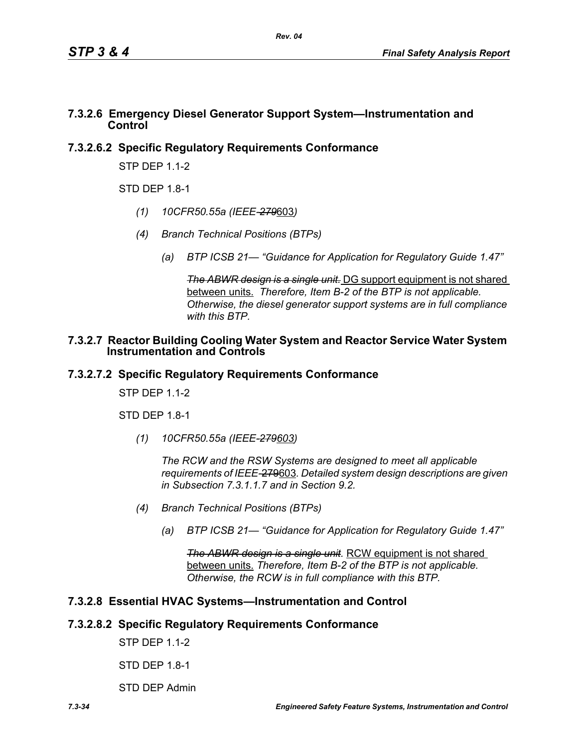### 7.3.2.6 Emergency Diesel Generator Support System—Instrumentation and Control

### 7.3.2.6.2 Specific Regulatory Requirements Conformance

STP DEP 1.1-2

STD DEP 1.8-1

*(1) 10CFR50.55a (IEEE-~~279~~603)*

*(4) Branch Technical Positions (BTPs)*

*(a) BTP ICSB 21— "Guidance for Application for Regulatory Guide 1.47"*

~~*The ABWR design is a single unit.*~~ DG support equipment is not shared between units. *Therefore, Item B-2 of the BTP is not applicable. Otherwise, the diesel generator support systems are in full compliance with this BTP.*

### 7.3.2.7 Reactor Building Cooling Water System and Reactor Service Water System Instrumentation and Controls

### 7.3.2.7.2 Specific Regulatory Requirements Conformance

STP DEP 1.1-2

STD DEP 1.8-1

*(1) 10CFR50.55a (IEEE-~~279~~603)*

*The RCW and the RSW Systems are designed to meet all applicable requirements of IEEE-~~279~~603. Detailed system design descriptions are given in Subsection 7.3.1.1.7 and in Section 9.2.*

*(4) Branch Technical Positions (BTPs)*

*(a) BTP ICSB 21— "Guidance for Application for Regulatory Guide 1.47"*

~~*The ABWR design is a single unit.*~~ RCW equipment is not shared between units. *Therefore, Item B-2 of the BTP is not applicable. Otherwise, the RCW is in full compliance with this BTP.*

### 7.3.2.8 Essential HVAC Systems—Instrumentation and Control

### 7.3.2.8.2 Specific Regulatory Requirements Conformance

STP DEP 1.1-2

STD DEP 1.8-1

STD DEP Admin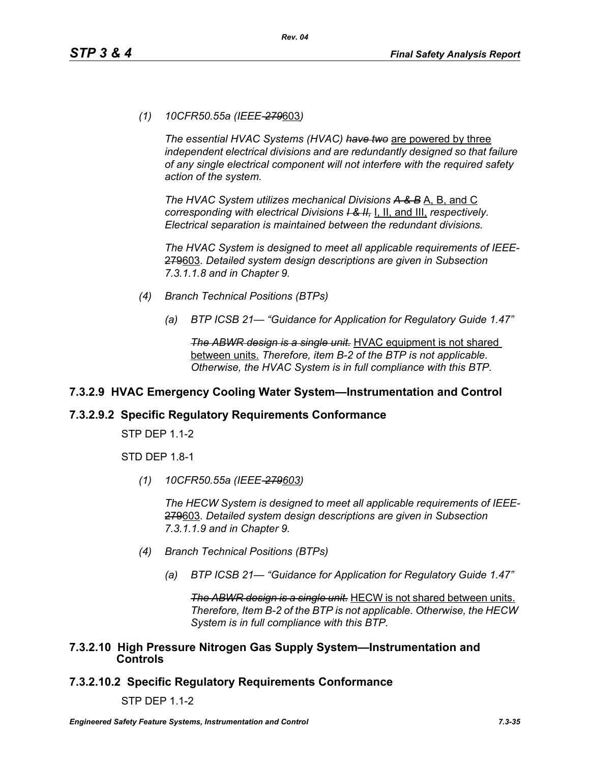*(1) 10CFR50.55a (IEEE-~~279~~603)*

*The essential HVAC Systems (HVAC) ~~have two~~* are powered by three *independent electrical divisions and are redundantly designed so that failure of any single electrical component will not interfere with the required safety action of the system.*

*The HVAC System utilizes mechanical Divisions ~~A & B~~* A, B, and C *corresponding with electrical Divisions ~~I & II,~~* I, II, and III, *respectively. Electrical separation is maintained between the redundant divisions.*

*The HVAC System is designed to meet all applicable requirements of IEEE-*~~279~~603*. Detailed system design descriptions are given in Subsection 7.3.1.1.8 and in Chapter 9.*

*(4) Branch Technical Positions (BTPs)*

*(a) BTP ICSB 21— "Guidance for Application for Regulatory Guide 1.47"*

*~~The ABWR design is a single unit.~~* HVAC equipment is not shared between units. *Therefore, item B-2 of the BTP is not applicable. Otherwise, the HVAC System is in full compliance with this BTP.*

## 7.3.2.9 HVAC Emergency Cooling Water System—Instrumentation and Control

## 7.3.2.9.2 Specific Regulatory Requirements Conformance

STP DEP 1.1-2

STD DEP 1.8-1

*(1) 10CFR50.55a (IEEE-~~279~~603)*

*The HECW System is designed to meet all applicable requirements of IEEE-*~~279~~603*. Detailed system design descriptions are given in Subsection 7.3.1.1.9 and in Chapter 9.*

*(4) Branch Technical Positions (BTPs)*

*(a) BTP ICSB 21— "Guidance for Application for Regulatory Guide 1.47"*

*~~The ABWR design is a single unit.~~* HECW is not shared between units. *Therefore, Item B-2 of the BTP is not applicable. Otherwise, the HECW System is in full compliance with this BTP.*

## 7.3.2.10 High Pressure Nitrogen Gas Supply System—Instrumentation and Controls

## 7.3.2.10.2 Specific Regulatory Requirements Conformance

STP DEP 1.1-2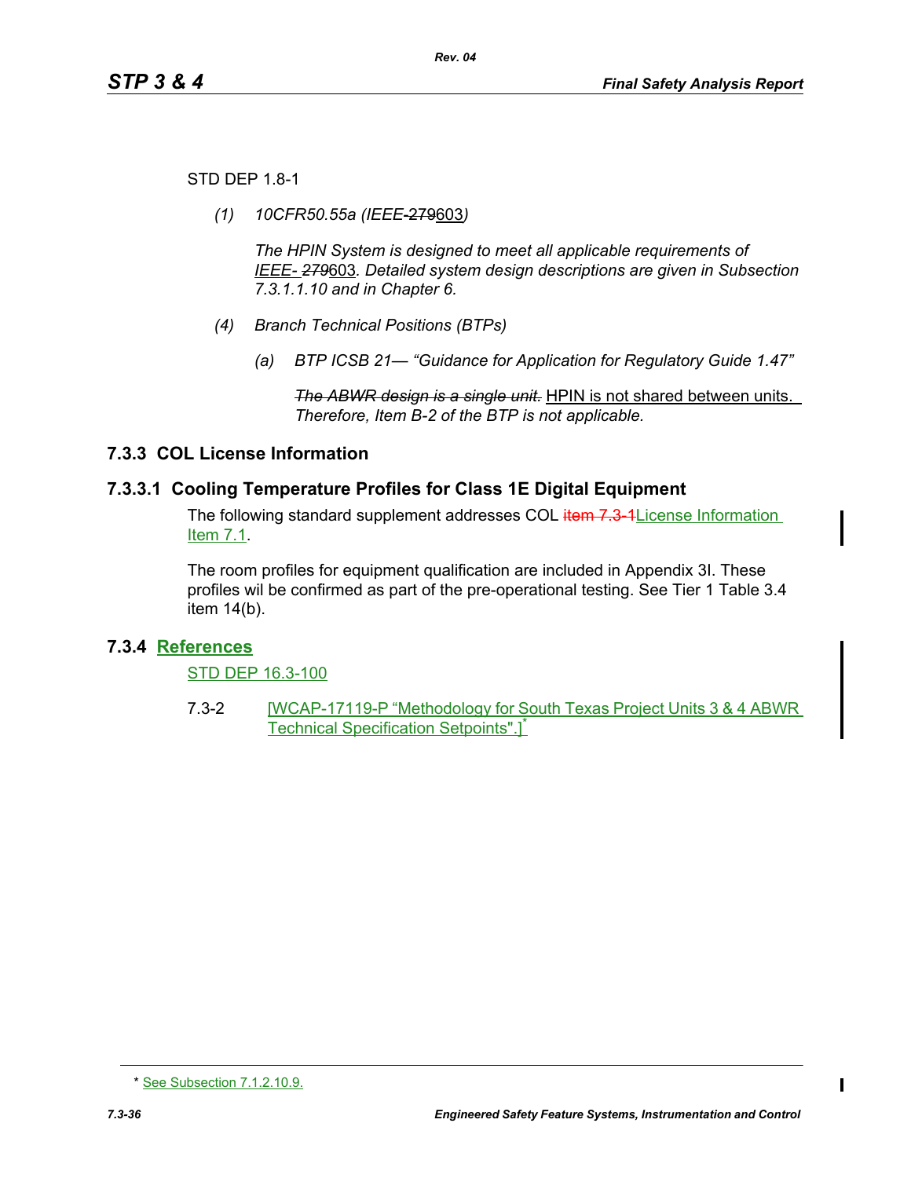STD DEP 1.8-1

*(1) 10CFR50.55a (IEEE-~~279~~603)*

*The HPIN System is designed to meet all applicable requirements of IEEE- ~~279~~603. Detailed system design descriptions are given in Subsection 7.3.1.1.10 and in Chapter 6.*

*(4) Branch Technical Positions (BTPs)*

*(a) BTP ICSB 21— "Guidance for Application for Regulatory Guide 1.47"*

*~~The ABWR design is a single unit.~~* HPIN is not shared between units. *Therefore, Item B-2 of the BTP is not applicable.*

## 7.3.3 COL License Information

### 7.3.3.1 Cooling Temperature Profiles for Class 1E Digital Equipment

The following standard supplement addresses COL ~~item 7.3-1~~License Information Item 7.1.

The room profiles for equipment qualification are included in Appendix 3I. These profiles wil be confirmed as part of the pre-operational testing. See Tier 1 Table 3.4 item 14(b).

## 7.3.4 References

STD DEP 16.3-100

7.3-2 [WCAP-17119-P "Methodology for South Texas Project Units 3 & 4 ABWR Technical Specification Setpoints".]*

\* See Subsection 7.1.2.10.9.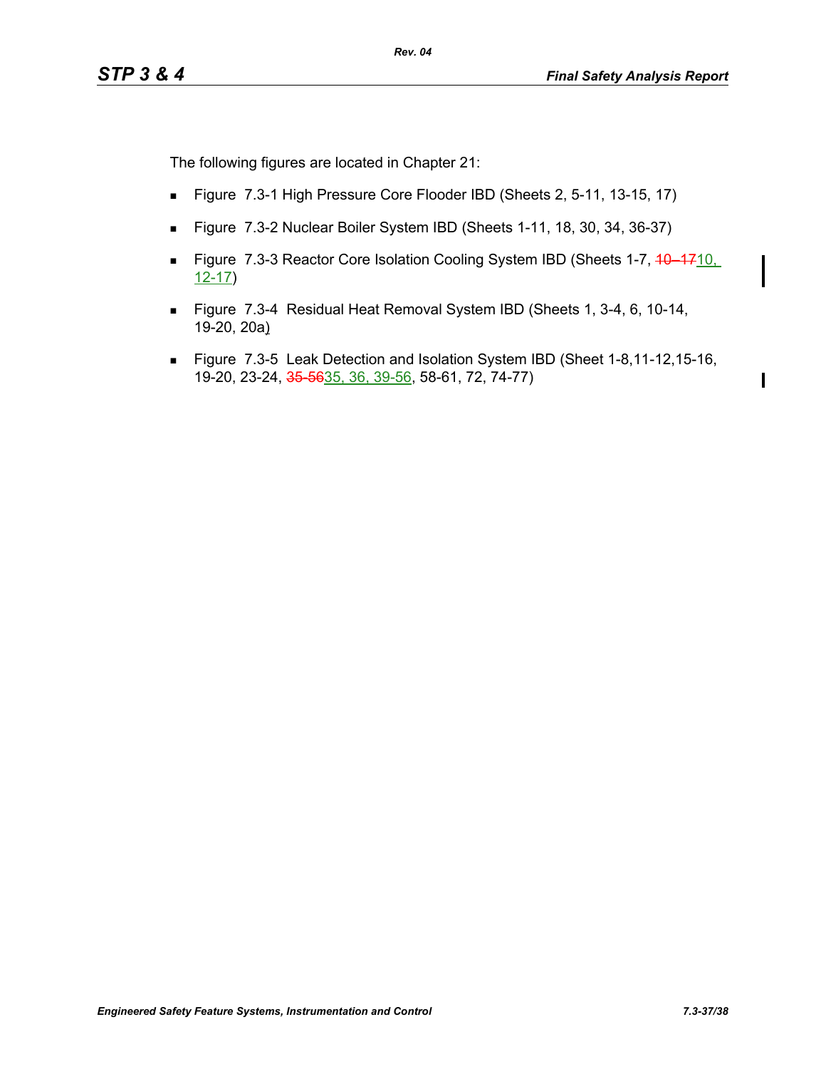The following figures are located in Chapter 21:

- Figure 7.3-1 High Pressure Core Flooder IBD (Sheets 2, 5-11, 13-15, 17)
- Figure 7.3-2 Nuclear Boiler System IBD (Sheets 1-11, 18, 30, 34, 36-37)
- Figure 7.3-3 Reactor Core Isolation Cooling System IBD (Sheets 1-7, ~~10–17~~10, 12-17)
- Figure 7.3-4 Residual Heat Removal System IBD (Sheets 1, 3-4, 6, 10-14, 19-20, 20a)
- Figure 7.3-5 Leak Detection and Isolation System IBD (Sheet 1-8,11-12,15-16, 19-20, 23-24, ~~35-56~~35, 36, 39-56, 58-61, 72, 74-77)